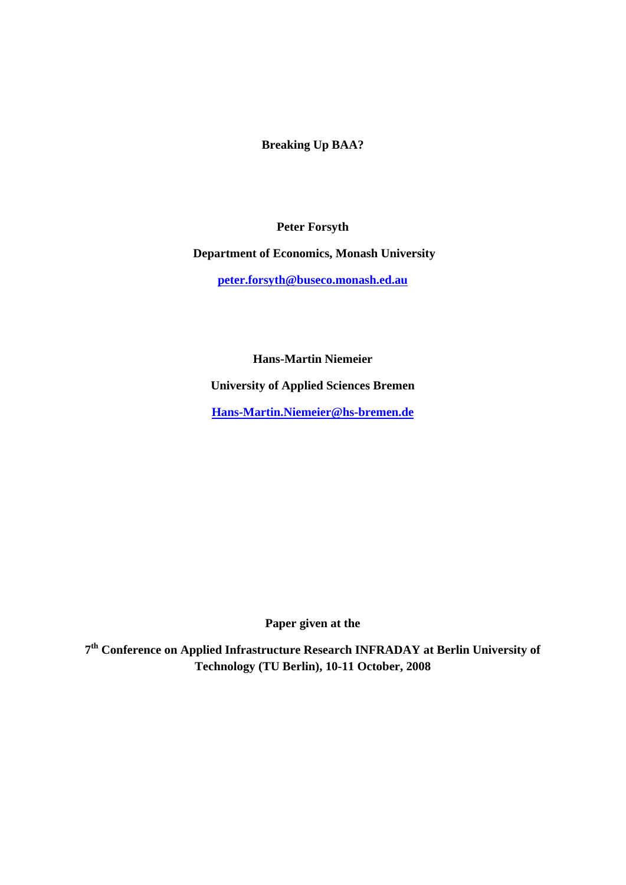# Breaking Up BAA?

**Peter Forsyth**

**Department of Economics, Monash University**

**peter.forsyth@buseco.monash.ed.au**

**Hans-Martin Niemeier**

**University of Applied Sciences Bremen**

**Hans-Martin.Niemeier@hs-bremen.de**

**Paper given at the**

**7th Conference on Applied Infrastructure Research INFRADAY at Berlin University of Technology (TU Berlin), 10-11 October, 2008**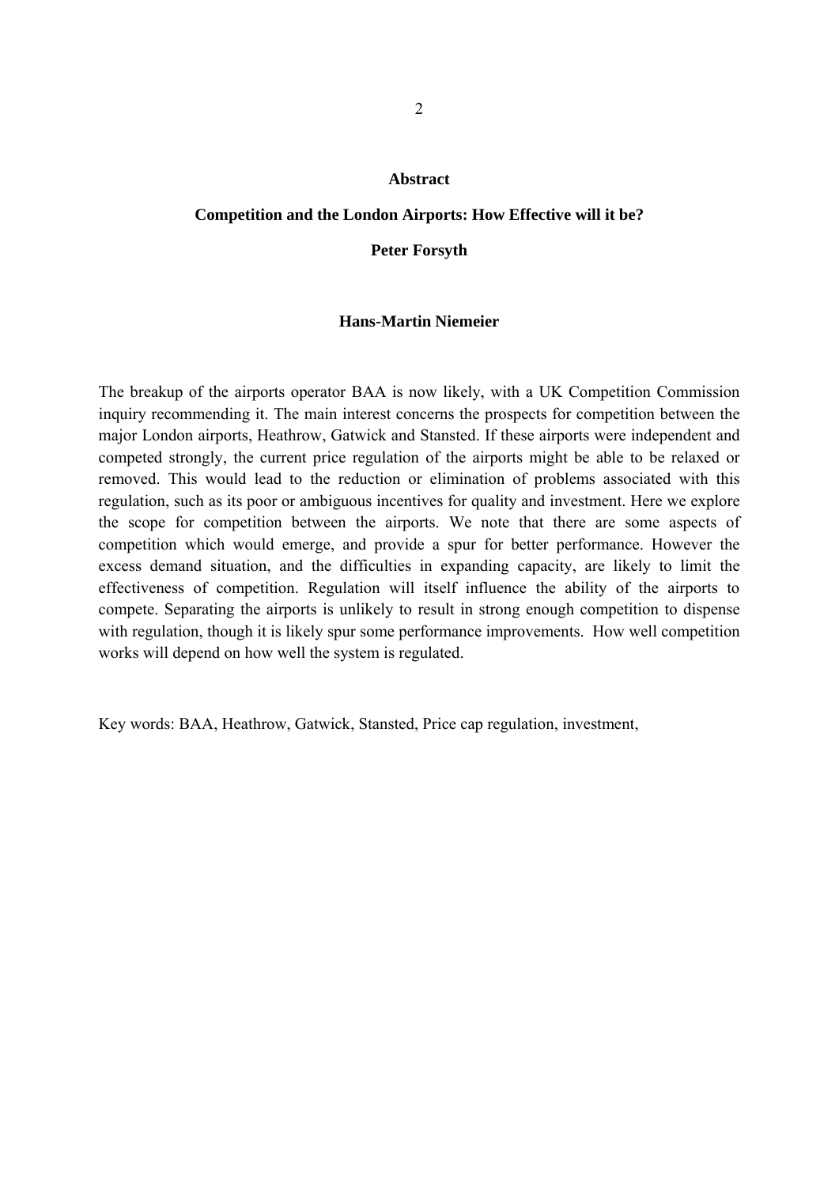# Abstract

## Competition and the London Airports: How Effective will it be?

**Peter Forsyth**

**Hans-Martin Niemeier**

The breakup of the airports operator BAA is now likely, with a UK Competition Commission inquiry recommending it. The main interest concerns the prospects for competition between the major London airports, Heathrow, Gatwick and Stansted. If these airports were independent and competed strongly, the current price regulation of the airports might be able to be relaxed or removed. This would lead to the reduction or elimination of problems associated with this regulation, such as its poor or ambiguous incentives for quality and investment. Here we explore the scope for competition between the airports. We note that there are some aspects of competition which would emerge, and provide a spur for better performance. However the excess demand situation, and the difficulties in expanding capacity, are likely to limit the effectiveness of competition. Regulation will itself influence the ability of the airports to compete. Separating the airports is unlikely to result in strong enough competition to dispense with regulation, though it is likely spur some performance improvements. How well competition works will depend on how well the system is regulated.

Key words: BAA, Heathrow, Gatwick, Stansted, Price cap regulation, investment,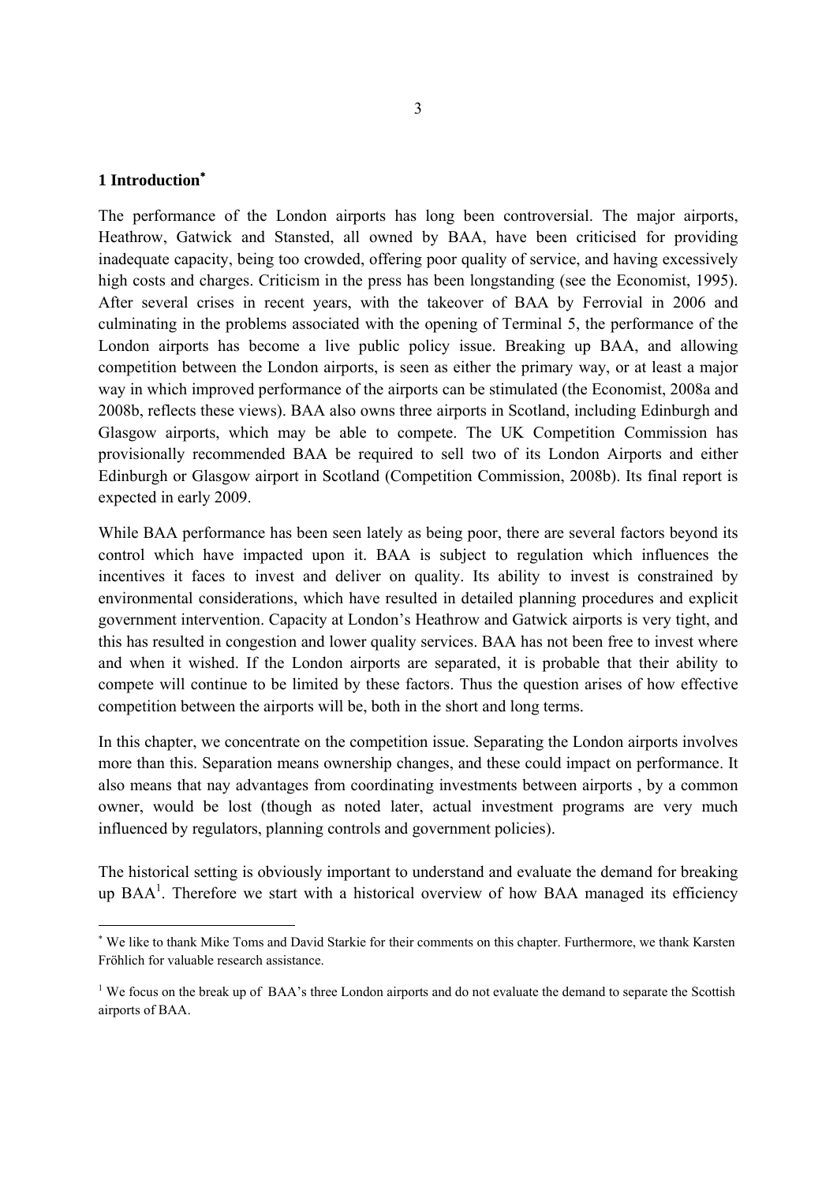## 1 Introduction[*]

The performance of the London airports has long been controversial. The major airports, Heathrow, Gatwick and Stansted, all owned by BAA, have been criticised for providing inadequate capacity, being too crowded, offering poor quality of service, and having excessively high costs and charges. Criticism in the press has been longstanding (see the Economist, 1995). After several crises in recent years, with the takeover of BAA by Ferrovial in 2006 and culminating in the problems associated with the opening of Terminal 5, the performance of the London airports has become a live public policy issue. Breaking up BAA, and allowing competition between the London airports, is seen as either the primary way, or at least a major way in which improved performance of the airports can be stimulated (the Economist, 2008a and 2008b, reflects these views). BAA also owns three airports in Scotland, including Edinburgh and Glasgow airports, which may be able to compete. The UK Competition Commission has provisionally recommended BAA be required to sell two of its London Airports and either Edinburgh or Glasgow airport in Scotland (Competition Commission, 2008b). Its final report is expected in early 2009.

While BAA performance has been seen lately as being poor, there are several factors beyond its control which have impacted upon it. BAA is subject to regulation which influences the incentives it faces to invest and deliver on quality. Its ability to invest is constrained by environmental considerations, which have resulted in detailed planning procedures and explicit government intervention. Capacity at London's Heathrow and Gatwick airports is very tight, and this has resulted in congestion and lower quality services. BAA has not been free to invest where and when it wished. If the London airports are separated, it is probable that their ability to compete will continue to be limited by these factors. Thus the question arises of how effective competition between the airports will be, both in the short and long terms.

In this chapter, we concentrate on the competition issue. Separating the London airports involves more than this. Separation means ownership changes, and these could impact on performance. It also means that nay advantages from coordinating investments between airports , by a common owner, would be lost (though as noted later, actual investment programs are very much influenced by regulators, planning controls and government policies).

The historical setting is obviously important to understand and evaluate the demand for breaking up BAA[1]. Therefore we start with a historical overview of how BAA managed its efficiency

---

[*] We like to thank Mike Toms and David Starkie for their comments on this chapter. Furthermore, we thank Karsten Fröhlich for valuable research assistance.

[1] We focus on the break up of BAA's three London airports and do not evaluate the demand to separate the Scottish airports of BAA.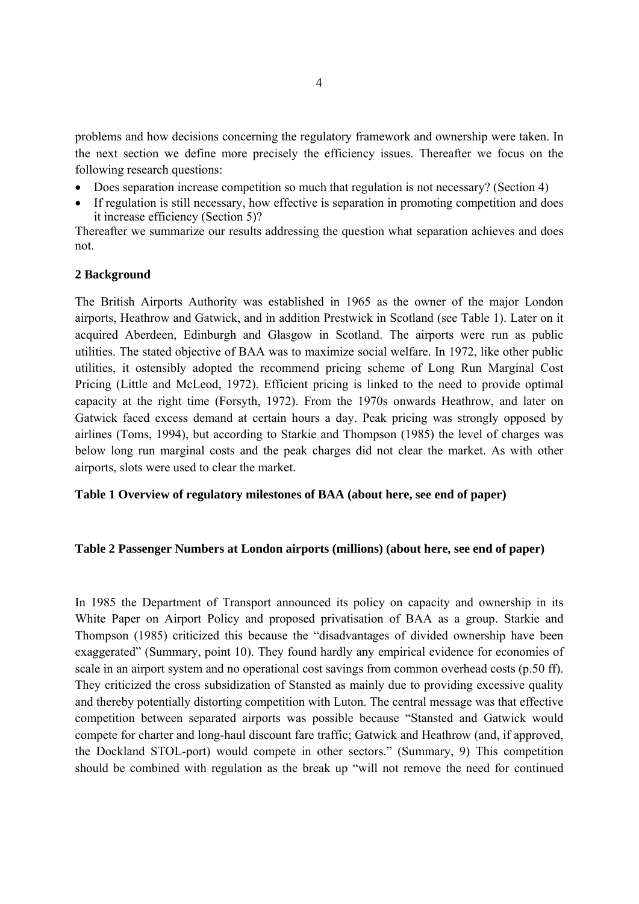problems and how decisions concerning the regulatory framework and ownership were taken. In the next section we define more precisely the efficiency issues. Thereafter we focus on the following research questions:

- Does separation increase competition so much that regulation is not necessary? (Section 4)
- If regulation is still necessary, how effective is separation in promoting competition and does it increase efficiency (Section 5)?

Thereafter we summarize our results addressing the question what separation achieves and does not.

## 2 Background

The British Airports Authority was established in 1965 as the owner of the major London airports, Heathrow and Gatwick, and in addition Prestwick in Scotland (see Table 1). Later on it acquired Aberdeen, Edinburgh and Glasgow in Scotland. The airports were run as public utilities. The stated objective of BAA was to maximize social welfare. In 1972, like other public utilities, it ostensibly adopted the recommend pricing scheme of Long Run Marginal Cost Pricing (Little and McLeod, 1972). Efficient pricing is linked to the need to provide optimal capacity at the right time (Forsyth, 1972). From the 1970s onwards Heathrow, and later on Gatwick faced excess demand at certain hours a day. Peak pricing was strongly opposed by airlines (Toms, 1994), but according to Starkie and Thompson (1985) the level of charges was below long run marginal costs and the peak charges did not clear the market. As with other airports, slots were used to clear the market.

**Table 1 Overview of regulatory milestones of BAA (about here, see end of paper)**

**Table 2 Passenger Numbers at London airports (millions) (about here, see end of paper)**

In 1985 the Department of Transport announced its policy on capacity and ownership in its White Paper on Airport Policy and proposed privatisation of BAA as a group. Starkie and Thompson (1985) criticized this because the "disadvantages of divided ownership have been exaggerated" (Summary, point 10). They found hardly any empirical evidence for economies of scale in an airport system and no operational cost savings from common overhead costs (p.50 ff). They criticized the cross subsidization of Stansted as mainly due to providing excessive quality and thereby potentially distorting competition with Luton. The central message was that effective competition between separated airports was possible because "Stansted and Gatwick would compete for charter and long-haul discount fare traffic; Gatwick and Heathrow (and, if approved, the Dockland STOL-port) would compete in other sectors." (Summary, 9) This competition should be combined with regulation as the break up "will not remove the need for continued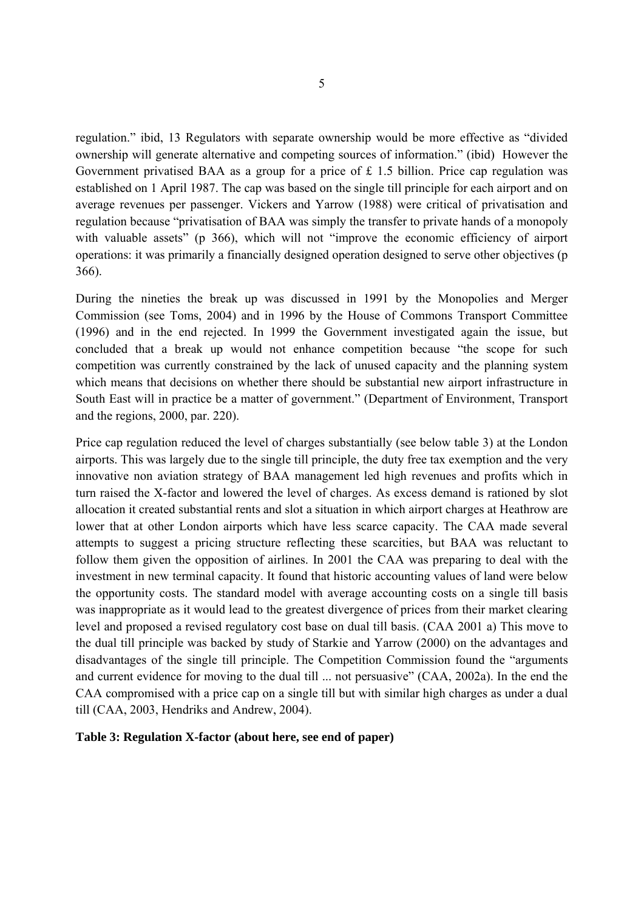regulation." ibid, 13 Regulators with separate ownership would be more effective as "divided ownership will generate alternative and competing sources of information." (ibid) However the Government privatised BAA as a group for a price of £ 1.5 billion. Price cap regulation was established on 1 April 1987. The cap was based on the single till principle for each airport and on average revenues per passenger. Vickers and Yarrow (1988) were critical of privatisation and regulation because "privatisation of BAA was simply the transfer to private hands of a monopoly with valuable assets" (p 366), which will not "improve the economic efficiency of airport operations: it was primarily a financially designed operation designed to serve other objectives (p 366).

During the nineties the break up was discussed in 1991 by the Monopolies and Merger Commission (see Toms, 2004) and in 1996 by the House of Commons Transport Committee (1996) and in the end rejected. In 1999 the Government investigated again the issue, but concluded that a break up would not enhance competition because "the scope for such competition was currently constrained by the lack of unused capacity and the planning system which means that decisions on whether there should be substantial new airport infrastructure in South East will in practice be a matter of government." (Department of Environment, Transport and the regions, 2000, par. 220).

Price cap regulation reduced the level of charges substantially (see below table 3) at the London airports. This was largely due to the single till principle, the duty free tax exemption and the very innovative non aviation strategy of BAA management led high revenues and profits which in turn raised the X-factor and lowered the level of charges. As excess demand is rationed by slot allocation it created substantial rents and slot a situation in which airport charges at Heathrow are lower that at other London airports which have less scarce capacity. The CAA made several attempts to suggest a pricing structure reflecting these scarcities, but BAA was reluctant to follow them given the opposition of airlines. In 2001 the CAA was preparing to deal with the investment in new terminal capacity. It found that historic accounting values of land were below the opportunity costs. The standard model with average accounting costs on a single till basis was inappropriate as it would lead to the greatest divergence of prices from their market clearing level and proposed a revised regulatory cost base on dual till basis. (CAA 2001 a) This move to the dual till principle was backed by study of Starkie and Yarrow (2000) on the advantages and disadvantages of the single till principle. The Competition Commission found the "arguments and current evidence for moving to the dual till ... not persuasive" (CAA, 2002a). In the end the CAA compromised with a price cap on a single till but with similar high charges as under a dual till (CAA, 2003, Hendriks and Andrew, 2004).

**Table 3: Regulation X-factor (about here, see end of paper)**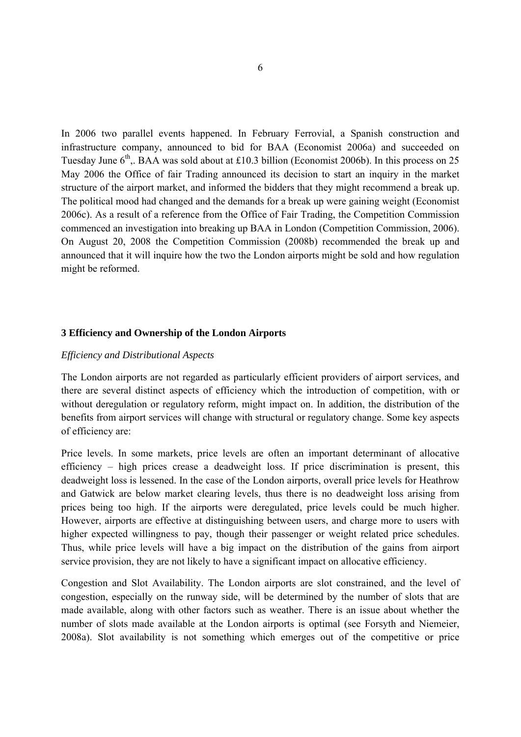In 2006 two parallel events happened. In February Ferrovial, a Spanish construction and infrastructure company, announced to bid for BAA (Economist 2006a) and succeeded on Tuesday June 6th,. BAA was sold about at £10.3 billion (Economist 2006b). In this process on 25 May 2006 the Office of fair Trading announced its decision to start an inquiry in the market structure of the airport market, and informed the bidders that they might recommend a break up. The political mood had changed and the demands for a break up were gaining weight (Economist 2006c). As a result of a reference from the Office of Fair Trading, the Competition Commission commenced an investigation into breaking up BAA in London (Competition Commission, 2006). On August 20, 2008 the Competition Commission (2008b) recommended the break up and announced that it will inquire how the two the London airports might be sold and how regulation might be reformed.

## 3 Efficiency and Ownership of the London Airports

*Efficiency and Distributional Aspects*

The London airports are not regarded as particularly efficient providers of airport services, and there are several distinct aspects of efficiency which the introduction of competition, with or without deregulation or regulatory reform, might impact on. In addition, the distribution of the benefits from airport services will change with structural or regulatory change. Some key aspects of efficiency are:

Price levels. In some markets, price levels are often an important determinant of allocative efficiency – high prices crease a deadweight loss. If price discrimination is present, this deadweight loss is lessened. In the case of the London airports, overall price levels for Heathrow and Gatwick are below market clearing levels, thus there is no deadweight loss arising from prices being too high. If the airports were deregulated, price levels could be much higher. However, airports are effective at distinguishing between users, and charge more to users with higher expected willingness to pay, though their passenger or weight related price schedules. Thus, while price levels will have a big impact on the distribution of the gains from airport service provision, they are not likely to have a significant impact on allocative efficiency.

Congestion and Slot Availability. The London airports are slot constrained, and the level of congestion, especially on the runway side, will be determined by the number of slots that are made available, along with other factors such as weather. There is an issue about whether the number of slots made available at the London airports is optimal (see Forsyth and Niemeier, 2008a). Slot availability is not something which emerges out of the competitive or price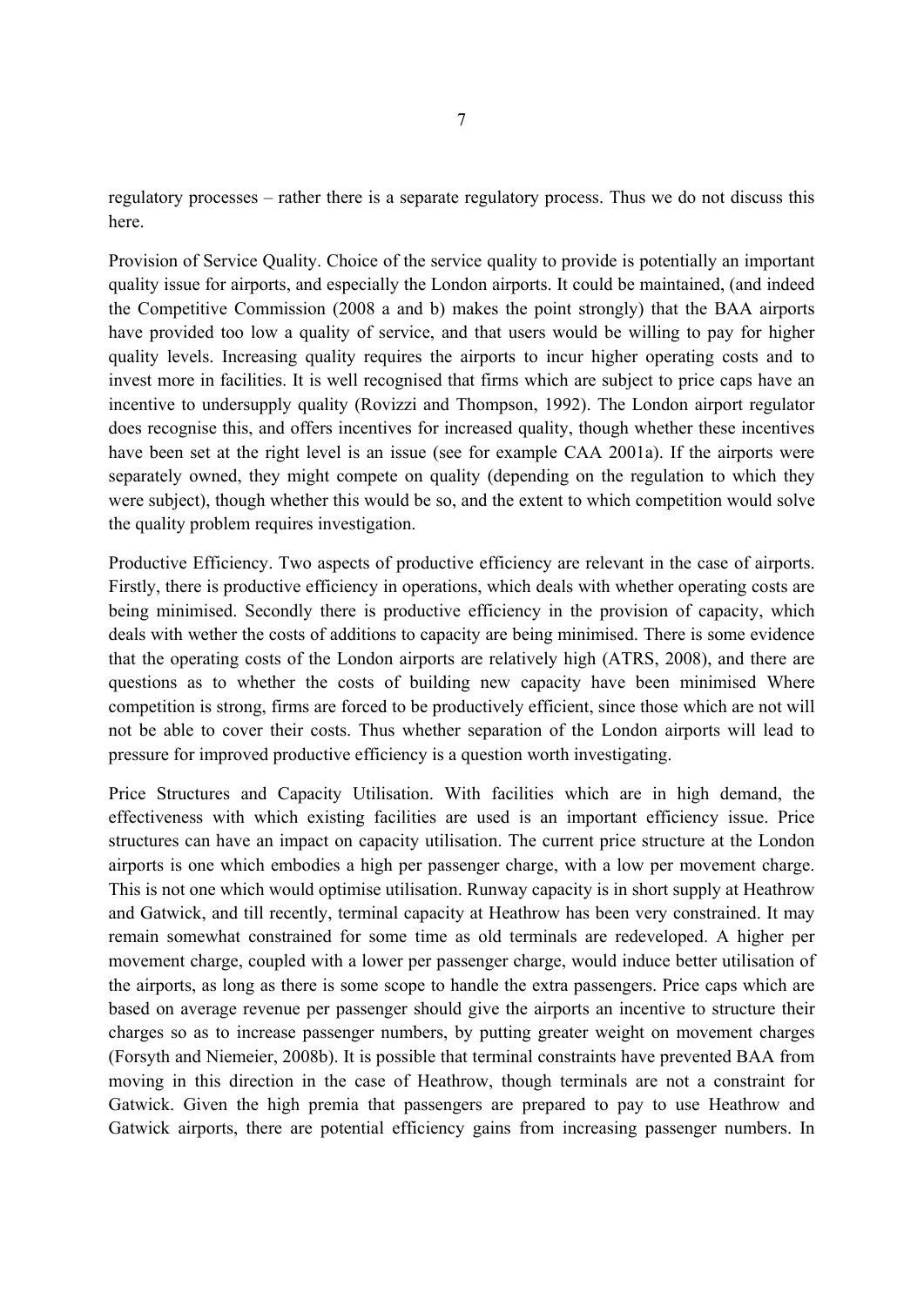regulatory processes – rather there is a separate regulatory process. Thus we do not discuss this here.

Provision of Service Quality. Choice of the service quality to provide is potentially an important quality issue for airports, and especially the London airports. It could be maintained, (and indeed the Competitive Commission (2008 a and b) makes the point strongly) that the BAA airports have provided too low a quality of service, and that users would be willing to pay for higher quality levels. Increasing quality requires the airports to incur higher operating costs and to invest more in facilities. It is well recognised that firms which are subject to price caps have an incentive to undersupply quality (Rovizzi and Thompson, 1992). The London airport regulator does recognise this, and offers incentives for increased quality, though whether these incentives have been set at the right level is an issue (see for example CAA 2001a). If the airports were separately owned, they might compete on quality (depending on the regulation to which they were subject), though whether this would be so, and the extent to which competition would solve the quality problem requires investigation.

Productive Efficiency. Two aspects of productive efficiency are relevant in the case of airports. Firstly, there is productive efficiency in operations, which deals with whether operating costs are being minimised. Secondly there is productive efficiency in the provision of capacity, which deals with wether the costs of additions to capacity are being minimised. There is some evidence that the operating costs of the London airports are relatively high (ATRS, 2008), and there are questions as to whether the costs of building new capacity have been minimised Where competition is strong, firms are forced to be productively efficient, since those which are not will not be able to cover their costs. Thus whether separation of the London airports will lead to pressure for improved productive efficiency is a question worth investigating.

Price Structures and Capacity Utilisation. With facilities which are in high demand, the effectiveness with which existing facilities are used is an important efficiency issue. Price structures can have an impact on capacity utilisation. The current price structure at the London airports is one which embodies a high per passenger charge, with a low per movement charge. This is not one which would optimise utilisation. Runway capacity is in short supply at Heathrow and Gatwick, and till recently, terminal capacity at Heathrow has been very constrained. It may remain somewhat constrained for some time as old terminals are redeveloped. A higher per movement charge, coupled with a lower per passenger charge, would induce better utilisation of the airports, as long as there is some scope to handle the extra passengers. Price caps which are based on average revenue per passenger should give the airports an incentive to structure their charges so as to increase passenger numbers, by putting greater weight on movement charges (Forsyth and Niemeier, 2008b). It is possible that terminal constraints have prevented BAA from moving in this direction in the case of Heathrow, though terminals are not a constraint for Gatwick. Given the high premia that passengers are prepared to pay to use Heathrow and Gatwick airports, there are potential efficiency gains from increasing passenger numbers. In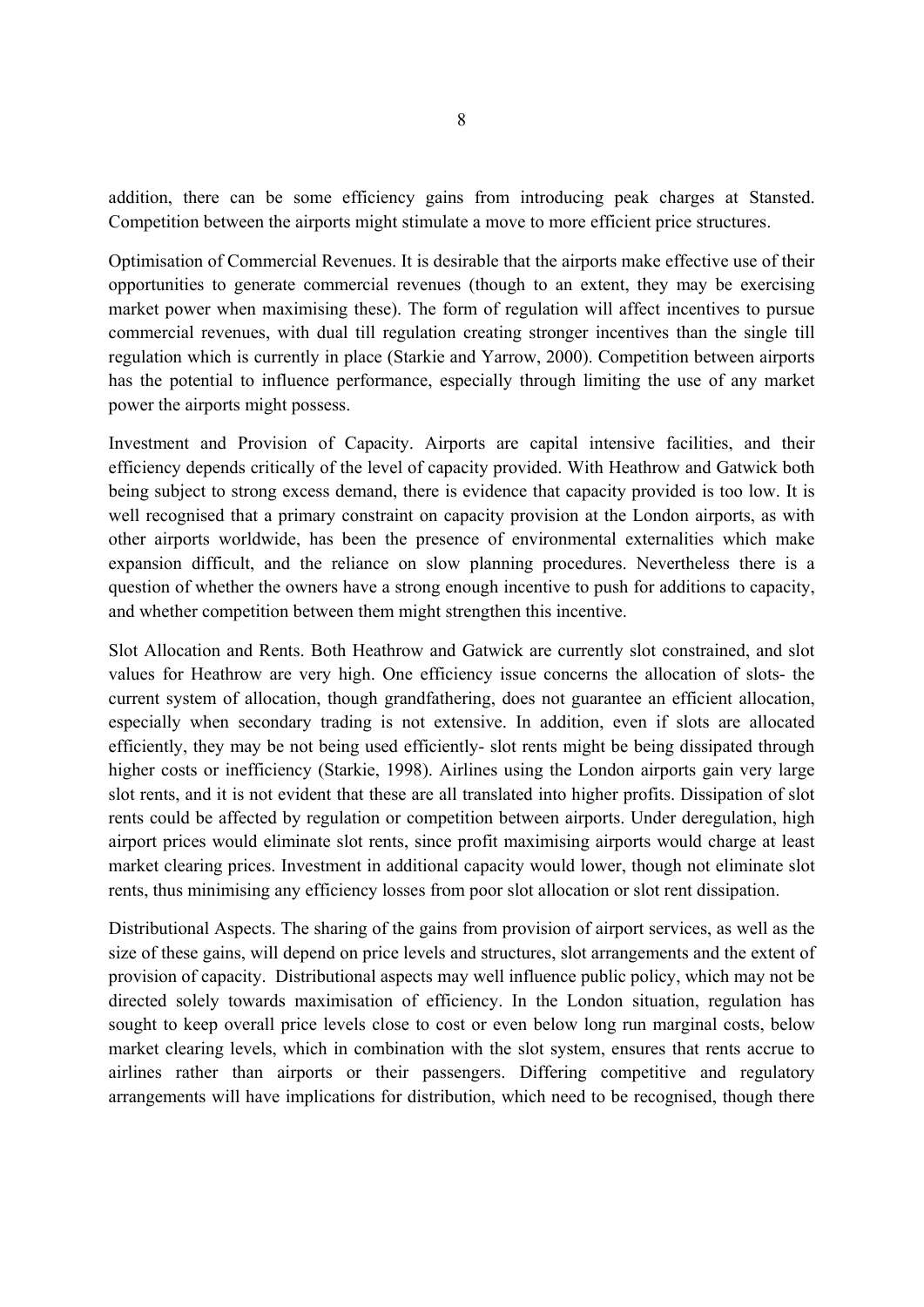addition, there can be some efficiency gains from introducing peak charges at Stansted. Competition between the airports might stimulate a move to more efficient price structures.

Optimisation of Commercial Revenues. It is desirable that the airports make effective use of their opportunities to generate commercial revenues (though to an extent, they may be exercising market power when maximising these). The form of regulation will affect incentives to pursue commercial revenues, with dual till regulation creating stronger incentives than the single till regulation which is currently in place (Starkie and Yarrow, 2000). Competition between airports has the potential to influence performance, especially through limiting the use of any market power the airports might possess.

Investment and Provision of Capacity. Airports are capital intensive facilities, and their efficiency depends critically of the level of capacity provided. With Heathrow and Gatwick both being subject to strong excess demand, there is evidence that capacity provided is too low. It is well recognised that a primary constraint on capacity provision at the London airports, as with other airports worldwide, has been the presence of environmental externalities which make expansion difficult, and the reliance on slow planning procedures. Nevertheless there is a question of whether the owners have a strong enough incentive to push for additions to capacity, and whether competition between them might strengthen this incentive.

Slot Allocation and Rents. Both Heathrow and Gatwick are currently slot constrained, and slot values for Heathrow are very high. One efficiency issue concerns the allocation of slots- the current system of allocation, though grandfathering, does not guarantee an efficient allocation, especially when secondary trading is not extensive. In addition, even if slots are allocated efficiently, they may be not being used efficiently- slot rents might be being dissipated through higher costs or inefficiency (Starkie, 1998). Airlines using the London airports gain very large slot rents, and it is not evident that these are all translated into higher profits. Dissipation of slot rents could be affected by regulation or competition between airports. Under deregulation, high airport prices would eliminate slot rents, since profit maximising airports would charge at least market clearing prices. Investment in additional capacity would lower, though not eliminate slot rents, thus minimising any efficiency losses from poor slot allocation or slot rent dissipation.

Distributional Aspects. The sharing of the gains from provision of airport services, as well as the size of these gains, will depend on price levels and structures, slot arrangements and the extent of provision of capacity. Distributional aspects may well influence public policy, which may not be directed solely towards maximisation of efficiency. In the London situation, regulation has sought to keep overall price levels close to cost or even below long run marginal costs, below market clearing levels, which in combination with the slot system, ensures that rents accrue to airlines rather than airports or their passengers. Differing competitive and regulatory arrangements will have implications for distribution, which need to be recognised, though there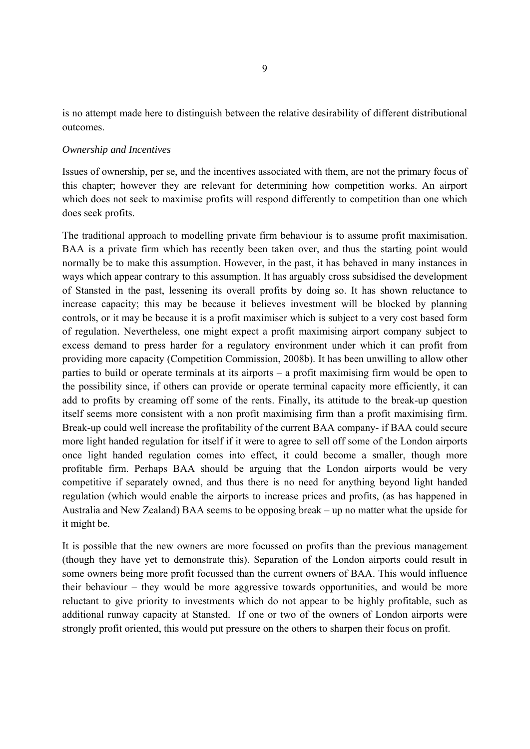is no attempt made here to distinguish between the relative desirability of different distributional outcomes.

*Ownership and Incentives*

Issues of ownership, per se, and the incentives associated with them, are not the primary focus of this chapter; however they are relevant for determining how competition works. An airport which does not seek to maximise profits will respond differently to competition than one which does seek profits.

The traditional approach to modelling private firm behaviour is to assume profit maximisation. BAA is a private firm which has recently been taken over, and thus the starting point would normally be to make this assumption. However, in the past, it has behaved in many instances in ways which appear contrary to this assumption. It has arguably cross subsidised the development of Stansted in the past, lessening its overall profits by doing so. It has shown reluctance to increase capacity; this may be because it believes investment will be blocked by planning controls, or it may be because it is a profit maximiser which is subject to a very cost based form of regulation. Nevertheless, one might expect a profit maximising airport company subject to excess demand to press harder for a regulatory environment under which it can profit from providing more capacity (Competition Commission, 2008b). It has been unwilling to allow other parties to build or operate terminals at its airports – a profit maximising firm would be open to the possibility since, if others can provide or operate terminal capacity more efficiently, it can add to profits by creaming off some of the rents. Finally, its attitude to the break-up question itself seems more consistent with a non profit maximising firm than a profit maximising firm. Break-up could well increase the profitability of the current BAA company- if BAA could secure more light handed regulation for itself if it were to agree to sell off some of the London airports once light handed regulation comes into effect, it could become a smaller, though more profitable firm. Perhaps BAA should be arguing that the London airports would be very competitive if separately owned, and thus there is no need for anything beyond light handed regulation (which would enable the airports to increase prices and profits, (as has happened in Australia and New Zealand) BAA seems to be opposing break – up no matter what the upside for it might be.

It is possible that the new owners are more focussed on profits than the previous management (though they have yet to demonstrate this). Separation of the London airports could result in some owners being more profit focussed than the current owners of BAA. This would influence their behaviour – they would be more aggressive towards opportunities, and would be more reluctant to give priority to investments which do not appear to be highly profitable, such as additional runway capacity at Stansted. If one or two of the owners of London airports were strongly profit oriented, this would put pressure on the others to sharpen their focus on profit.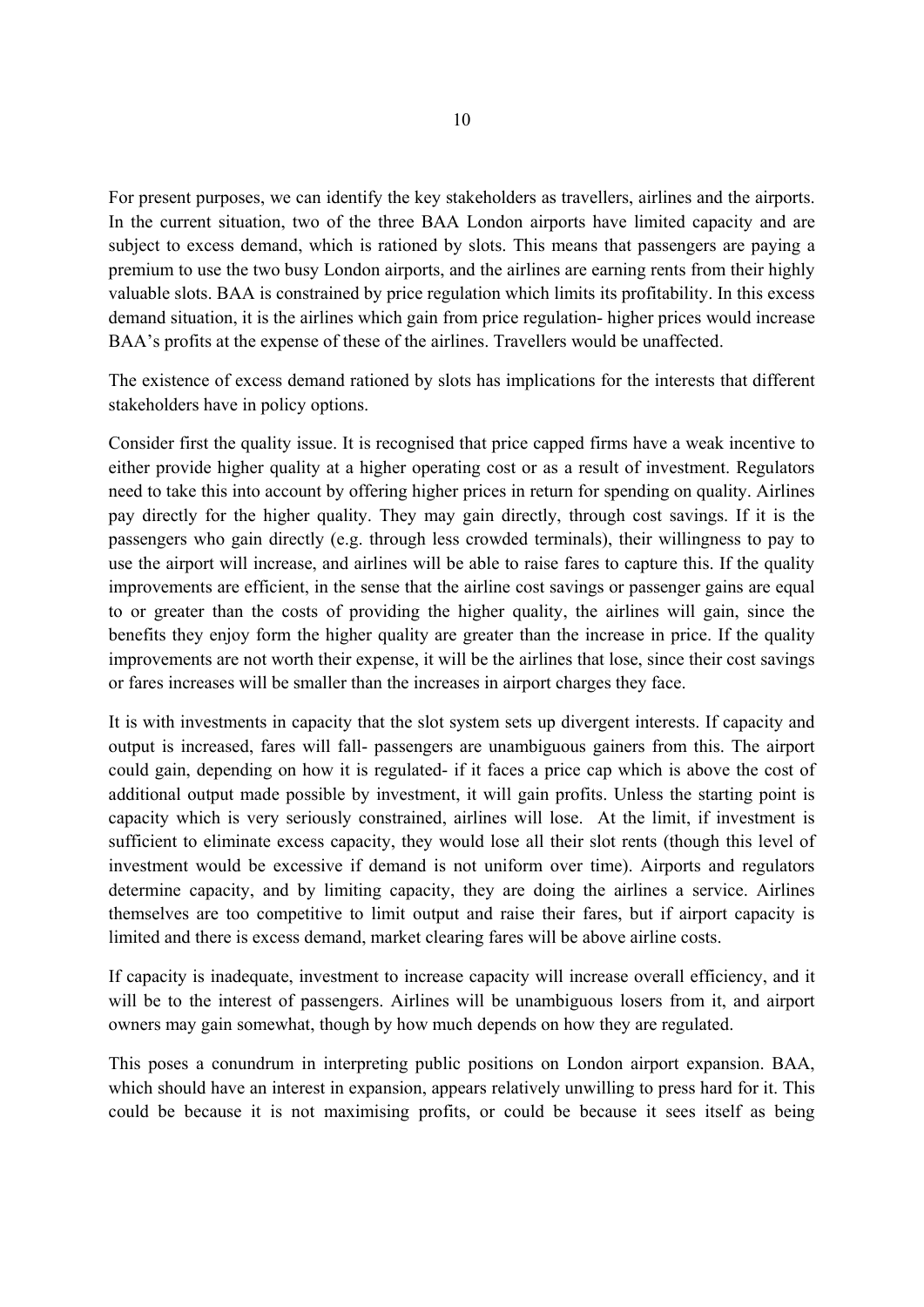For present purposes, we can identify the key stakeholders as travellers, airlines and the airports. In the current situation, two of the three BAA London airports have limited capacity and are subject to excess demand, which is rationed by slots. This means that passengers are paying a premium to use the two busy London airports, and the airlines are earning rents from their highly valuable slots. BAA is constrained by price regulation which limits its profitability. In this excess demand situation, it is the airlines which gain from price regulation- higher prices would increase BAA's profits at the expense of these of the airlines. Travellers would be unaffected.

The existence of excess demand rationed by slots has implications for the interests that different stakeholders have in policy options.

Consider first the quality issue. It is recognised that price capped firms have a weak incentive to either provide higher quality at a higher operating cost or as a result of investment. Regulators need to take this into account by offering higher prices in return for spending on quality. Airlines pay directly for the higher quality. They may gain directly, through cost savings. If it is the passengers who gain directly (e.g. through less crowded terminals), their willingness to pay to use the airport will increase, and airlines will be able to raise fares to capture this. If the quality improvements are efficient, in the sense that the airline cost savings or passenger gains are equal to or greater than the costs of providing the higher quality, the airlines will gain, since the benefits they enjoy form the higher quality are greater than the increase in price. If the quality improvements are not worth their expense, it will be the airlines that lose, since their cost savings or fares increases will be smaller than the increases in airport charges they face.

It is with investments in capacity that the slot system sets up divergent interests. If capacity and output is increased, fares will fall- passengers are unambiguous gainers from this. The airport could gain, depending on how it is regulated- if it faces a price cap which is above the cost of additional output made possible by investment, it will gain profits. Unless the starting point is capacity which is very seriously constrained, airlines will lose. At the limit, if investment is sufficient to eliminate excess capacity, they would lose all their slot rents (though this level of investment would be excessive if demand is not uniform over time). Airports and regulators determine capacity, and by limiting capacity, they are doing the airlines a service. Airlines themselves are too competitive to limit output and raise their fares, but if airport capacity is limited and there is excess demand, market clearing fares will be above airline costs.

If capacity is inadequate, investment to increase capacity will increase overall efficiency, and it will be to the interest of passengers. Airlines will be unambiguous losers from it, and airport owners may gain somewhat, though by how much depends on how they are regulated.

This poses a conundrum in interpreting public positions on London airport expansion. BAA, which should have an interest in expansion, appears relatively unwilling to press hard for it. This could be because it is not maximising profits, or could be because it sees itself as being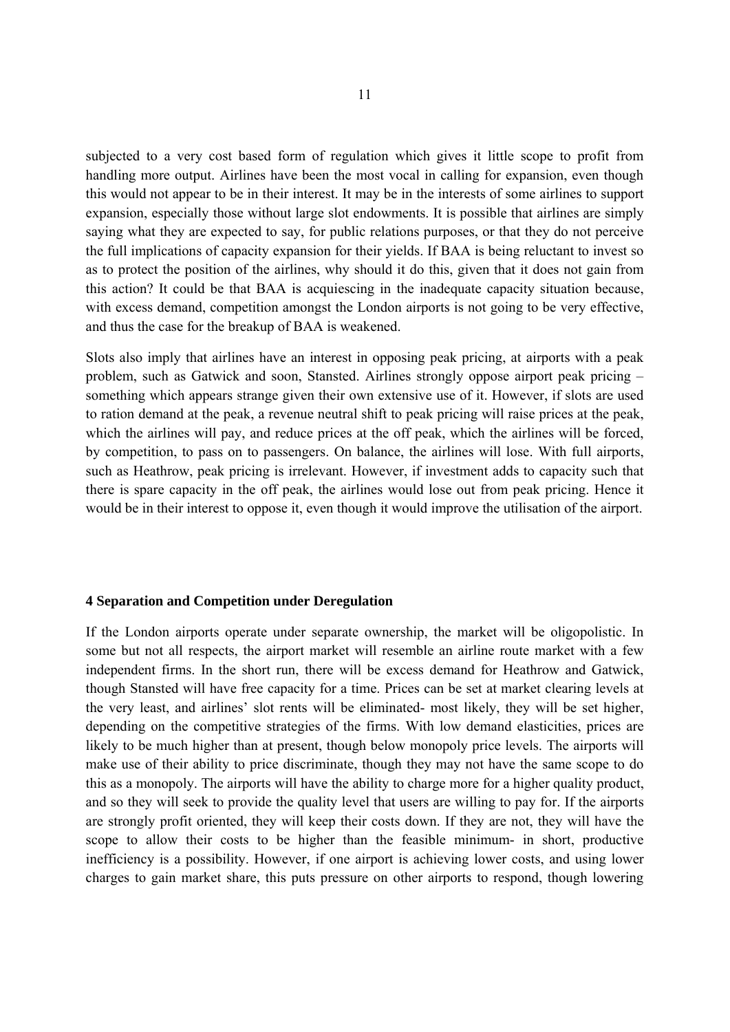subjected to a very cost based form of regulation which gives it little scope to profit from handling more output. Airlines have been the most vocal in calling for expansion, even though this would not appear to be in their interest. It may be in the interests of some airlines to support expansion, especially those without large slot endowments. It is possible that airlines are simply saying what they are expected to say, for public relations purposes, or that they do not perceive the full implications of capacity expansion for their yields. If BAA is being reluctant to invest so as to protect the position of the airlines, why should it do this, given that it does not gain from this action? It could be that BAA is acquiescing in the inadequate capacity situation because, with excess demand, competition amongst the London airports is not going to be very effective, and thus the case for the breakup of BAA is weakened.

Slots also imply that airlines have an interest in opposing peak pricing, at airports with a peak problem, such as Gatwick and soon, Stansted. Airlines strongly oppose airport peak pricing – something which appears strange given their own extensive use of it. However, if slots are used to ration demand at the peak, a revenue neutral shift to peak pricing will raise prices at the peak, which the airlines will pay, and reduce prices at the off peak, which the airlines will be forced, by competition, to pass on to passengers. On balance, the airlines will lose. With full airports, such as Heathrow, peak pricing is irrelevant. However, if investment adds to capacity such that there is spare capacity in the off peak, the airlines would lose out from peak pricing. Hence it would be in their interest to oppose it, even though it would improve the utilisation of the airport.

## 4 Separation and Competition under Deregulation

If the London airports operate under separate ownership, the market will be oligopolistic. In some but not all respects, the airport market will resemble an airline route market with a few independent firms. In the short run, there will be excess demand for Heathrow and Gatwick, though Stansted will have free capacity for a time. Prices can be set at market clearing levels at the very least, and airlines' slot rents will be eliminated- most likely, they will be set higher, depending on the competitive strategies of the firms. With low demand elasticities, prices are likely to be much higher than at present, though below monopoly price levels. The airports will make use of their ability to price discriminate, though they may not have the same scope to do this as a monopoly. The airports will have the ability to charge more for a higher quality product, and so they will seek to provide the quality level that users are willing to pay for. If the airports are strongly profit oriented, they will keep their costs down. If they are not, they will have the scope to allow their costs to be higher than the feasible minimum- in short, productive inefficiency is a possibility. However, if one airport is achieving lower costs, and using lower charges to gain market share, this puts pressure on other airports to respond, though lowering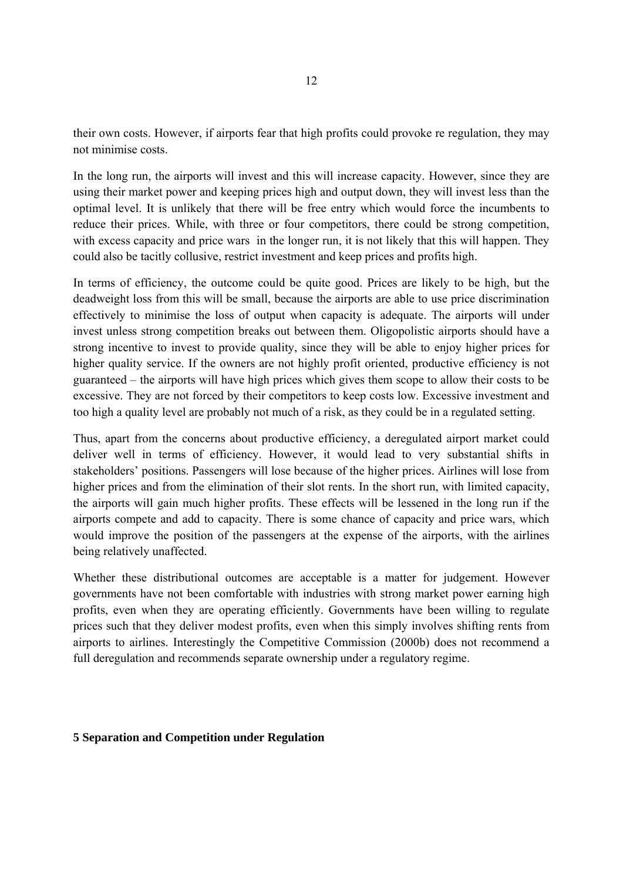their own costs. However, if airports fear that high profits could provoke re regulation, they may not minimise costs.

In the long run, the airports will invest and this will increase capacity. However, since they are using their market power and keeping prices high and output down, they will invest less than the optimal level. It is unlikely that there will be free entry which would force the incumbents to reduce their prices. While, with three or four competitors, there could be strong competition, with excess capacity and price wars in the longer run, it is not likely that this will happen. They could also be tacitly collusive, restrict investment and keep prices and profits high.

In terms of efficiency, the outcome could be quite good. Prices are likely to be high, but the deadweight loss from this will be small, because the airports are able to use price discrimination effectively to minimise the loss of output when capacity is adequate. The airports will under invest unless strong competition breaks out between them. Oligopolistic airports should have a strong incentive to invest to provide quality, since they will be able to enjoy higher prices for higher quality service. If the owners are not highly profit oriented, productive efficiency is not guaranteed – the airports will have high prices which gives them scope to allow their costs to be excessive. They are not forced by their competitors to keep costs low. Excessive investment and too high a quality level are probably not much of a risk, as they could be in a regulated setting.

Thus, apart from the concerns about productive efficiency, a deregulated airport market could deliver well in terms of efficiency. However, it would lead to very substantial shifts in stakeholders' positions. Passengers will lose because of the higher prices. Airlines will lose from higher prices and from the elimination of their slot rents. In the short run, with limited capacity, the airports will gain much higher profits. These effects will be lessened in the long run if the airports compete and add to capacity. There is some chance of capacity and price wars, which would improve the position of the passengers at the expense of the airports, with the airlines being relatively unaffected.

Whether these distributional outcomes are acceptable is a matter for judgement. However governments have not been comfortable with industries with strong market power earning high profits, even when they are operating efficiently. Governments have been willing to regulate prices such that they deliver modest profits, even when this simply involves shifting rents from airports to airlines. Interestingly the Competitive Commission (2000b) does not recommend a full deregulation and recommends separate ownership under a regulatory regime.

## 5 Separation and Competition under Regulation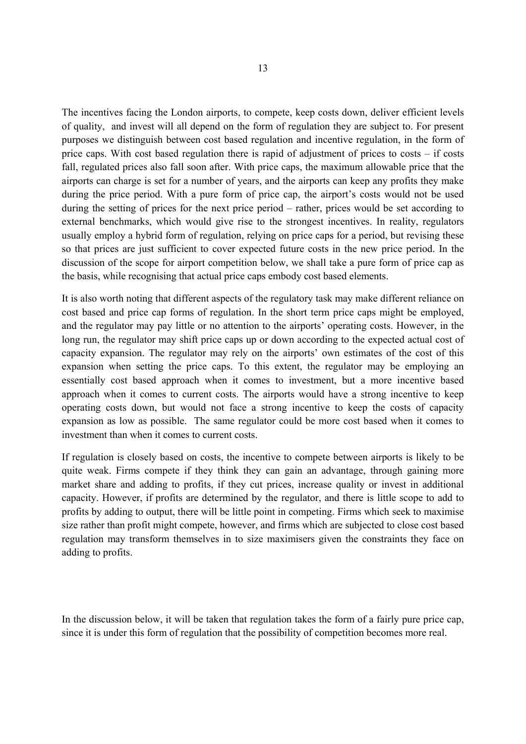The incentives facing the London airports, to compete, keep costs down, deliver efficient levels of quality, and invest will all depend on the form of regulation they are subject to. For present purposes we distinguish between cost based regulation and incentive regulation, in the form of price caps. With cost based regulation there is rapid of adjustment of prices to costs – if costs fall, regulated prices also fall soon after. With price caps, the maximum allowable price that the airports can charge is set for a number of years, and the airports can keep any profits they make during the price period. With a pure form of price cap, the airport's costs would not be used during the setting of prices for the next price period – rather, prices would be set according to external benchmarks, which would give rise to the strongest incentives. In reality, regulators usually employ a hybrid form of regulation, relying on price caps for a period, but revising these so that prices are just sufficient to cover expected future costs in the new price period. In the discussion of the scope for airport competition below, we shall take a pure form of price cap as the basis, while recognising that actual price caps embody cost based elements.

It is also worth noting that different aspects of the regulatory task may make different reliance on cost based and price cap forms of regulation. In the short term price caps might be employed, and the regulator may pay little or no attention to the airports' operating costs. However, in the long run, the regulator may shift price caps up or down according to the expected actual cost of capacity expansion. The regulator may rely on the airports' own estimates of the cost of this expansion when setting the price caps. To this extent, the regulator may be employing an essentially cost based approach when it comes to investment, but a more incentive based approach when it comes to current costs. The airports would have a strong incentive to keep operating costs down, but would not face a strong incentive to keep the costs of capacity expansion as low as possible. The same regulator could be more cost based when it comes to investment than when it comes to current costs.

If regulation is closely based on costs, the incentive to compete between airports is likely to be quite weak. Firms compete if they think they can gain an advantage, through gaining more market share and adding to profits, if they cut prices, increase quality or invest in additional capacity. However, if profits are determined by the regulator, and there is little scope to add to profits by adding to output, there will be little point in competing. Firms which seek to maximise size rather than profit might compete, however, and firms which are subjected to close cost based regulation may transform themselves in to size maximisers given the constraints they face on adding to profits.

In the discussion below, it will be taken that regulation takes the form of a fairly pure price cap, since it is under this form of regulation that the possibility of competition becomes more real.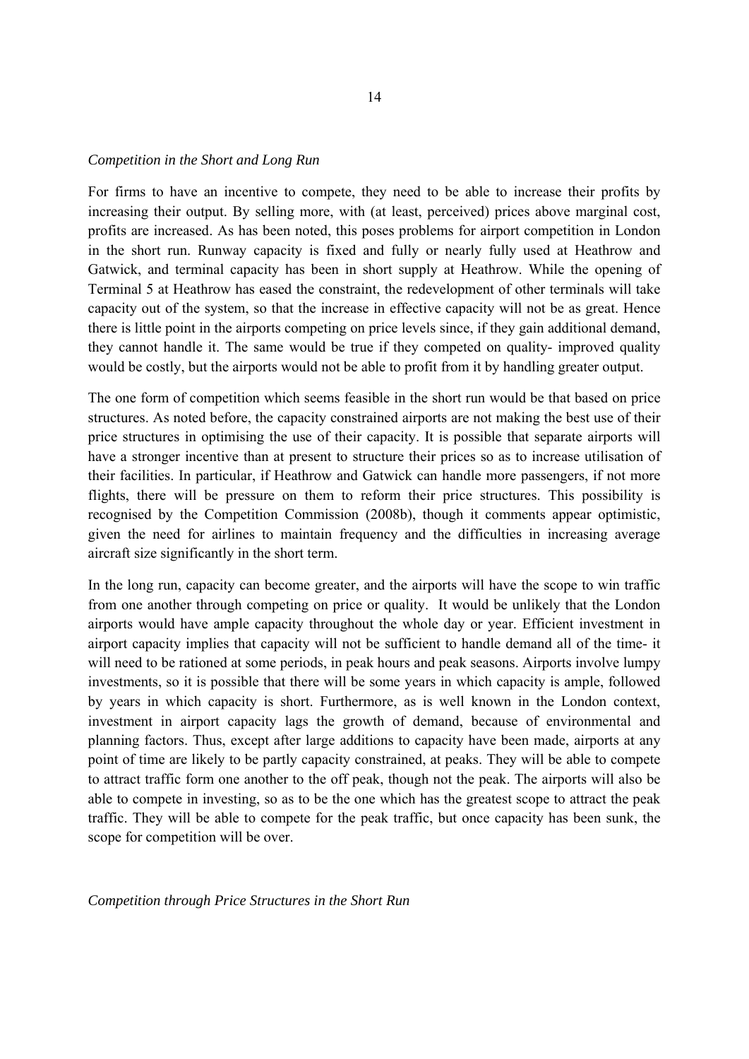*Competition in the Short and Long Run*

For firms to have an incentive to compete, they need to be able to increase their profits by increasing their output. By selling more, with (at least, perceived) prices above marginal cost, profits are increased. As has been noted, this poses problems for airport competition in London in the short run. Runway capacity is fixed and fully or nearly fully used at Heathrow and Gatwick, and terminal capacity has been in short supply at Heathrow. While the opening of Terminal 5 at Heathrow has eased the constraint, the redevelopment of other terminals will take capacity out of the system, so that the increase in effective capacity will not be as great. Hence there is little point in the airports competing on price levels since, if they gain additional demand, they cannot handle it. The same would be true if they competed on quality- improved quality would be costly, but the airports would not be able to profit from it by handling greater output.

The one form of competition which seems feasible in the short run would be that based on price structures. As noted before, the capacity constrained airports are not making the best use of their price structures in optimising the use of their capacity. It is possible that separate airports will have a stronger incentive than at present to structure their prices so as to increase utilisation of their facilities. In particular, if Heathrow and Gatwick can handle more passengers, if not more flights, there will be pressure on them to reform their price structures. This possibility is recognised by the Competition Commission (2008b), though it comments appear optimistic, given the need for airlines to maintain frequency and the difficulties in increasing average aircraft size significantly in the short term.

In the long run, capacity can become greater, and the airports will have the scope to win traffic from one another through competing on price or quality. It would be unlikely that the London airports would have ample capacity throughout the whole day or year. Efficient investment in airport capacity implies that capacity will not be sufficient to handle demand all of the time- it will need to be rationed at some periods, in peak hours and peak seasons. Airports involve lumpy investments, so it is possible that there will be some years in which capacity is ample, followed by years in which capacity is short. Furthermore, as is well known in the London context, investment in airport capacity lags the growth of demand, because of environmental and planning factors. Thus, except after large additions to capacity have been made, airports at any point of time are likely to be partly capacity constrained, at peaks. They will be able to compete to attract traffic form one another to the off peak, though not the peak. The airports will also be able to compete in investing, so as to be the one which has the greatest scope to attract the peak traffic. They will be able to compete for the peak traffic, but once capacity has been sunk, the scope for competition will be over.

*Competition through Price Structures in the Short Run*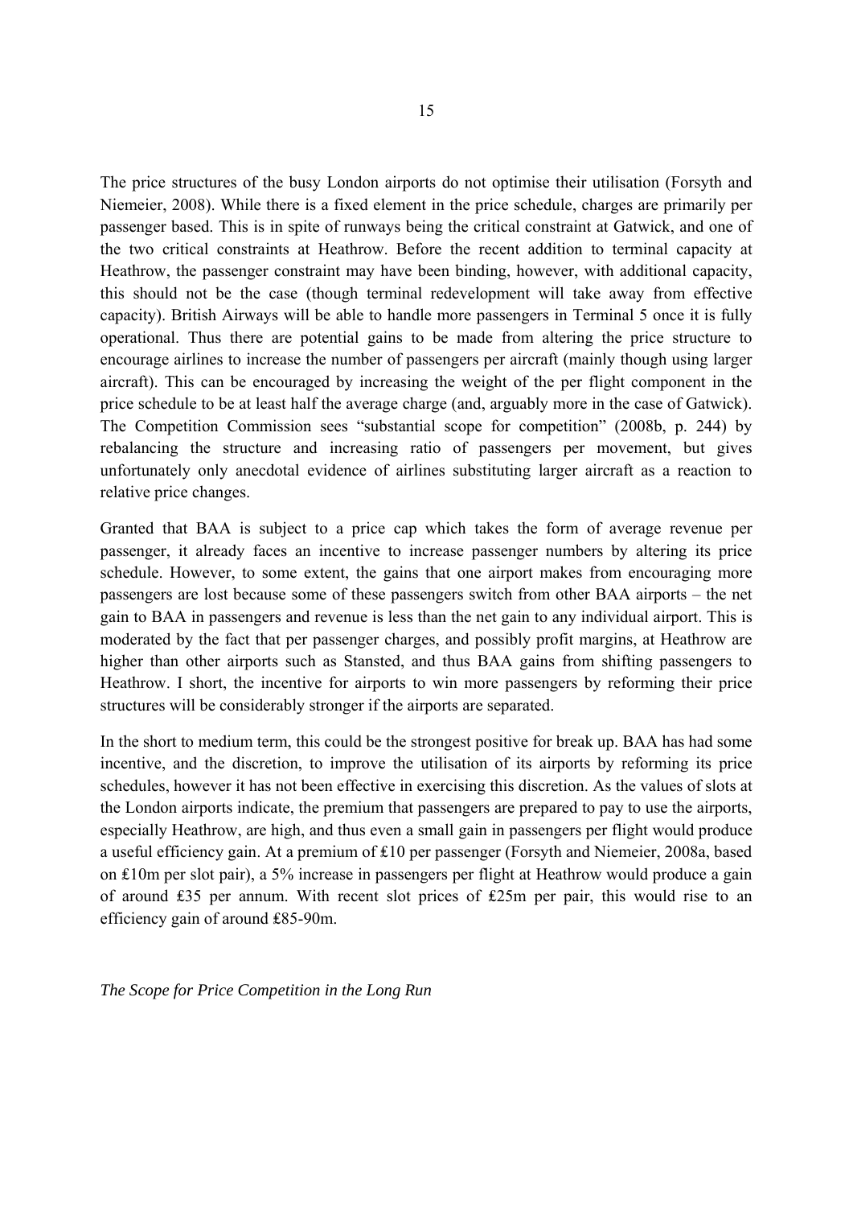The price structures of the busy London airports do not optimise their utilisation (Forsyth and Niemeier, 2008). While there is a fixed element in the price schedule, charges are primarily per passenger based. This is in spite of runways being the critical constraint at Gatwick, and one of the two critical constraints at Heathrow. Before the recent addition to terminal capacity at Heathrow, the passenger constraint may have been binding, however, with additional capacity, this should not be the case (though terminal redevelopment will take away from effective capacity). British Airways will be able to handle more passengers in Terminal 5 once it is fully operational. Thus there are potential gains to be made from altering the price structure to encourage airlines to increase the number of passengers per aircraft (mainly though using larger aircraft). This can be encouraged by increasing the weight of the per flight component in the price schedule to be at least half the average charge (and, arguably more in the case of Gatwick). The Competition Commission sees "substantial scope for competition" (2008b, p. 244) by rebalancing the structure and increasing ratio of passengers per movement, but gives unfortunately only anecdotal evidence of airlines substituting larger aircraft as a reaction to relative price changes.

Granted that BAA is subject to a price cap which takes the form of average revenue per passenger, it already faces an incentive to increase passenger numbers by altering its price schedule. However, to some extent, the gains that one airport makes from encouraging more passengers are lost because some of these passengers switch from other BAA airports – the net gain to BAA in passengers and revenue is less than the net gain to any individual airport. This is moderated by the fact that per passenger charges, and possibly profit margins, at Heathrow are higher than other airports such as Stansted, and thus BAA gains from shifting passengers to Heathrow. I short, the incentive for airports to win more passengers by reforming their price structures will be considerably stronger if the airports are separated.

In the short to medium term, this could be the strongest positive for break up. BAA has had some incentive, and the discretion, to improve the utilisation of its airports by reforming its price schedules, however it has not been effective in exercising this discretion. As the values of slots at the London airports indicate, the premium that passengers are prepared to pay to use the airports, especially Heathrow, are high, and thus even a small gain in passengers per flight would produce a useful efficiency gain. At a premium of £10 per passenger (Forsyth and Niemeier, 2008a, based on £10m per slot pair), a 5% increase in passengers per flight at Heathrow would produce a gain of around £35 per annum. With recent slot prices of £25m per pair, this would rise to an efficiency gain of around £85-90m.

*The Scope for Price Competition in the Long Run*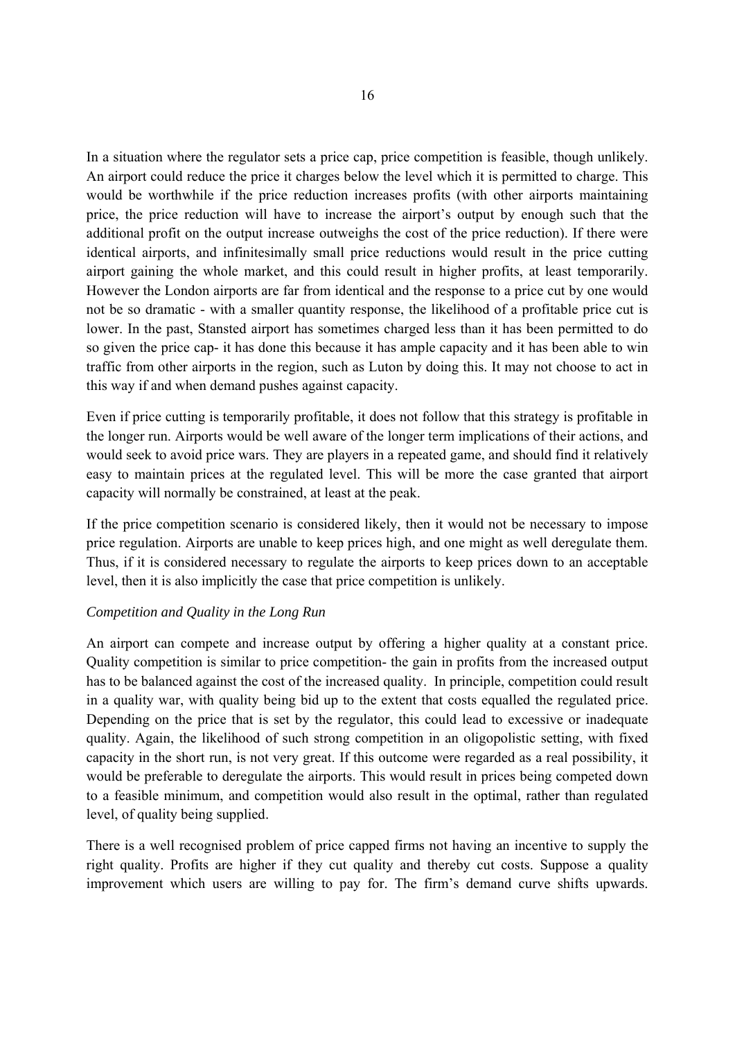In a situation where the regulator sets a price cap, price competition is feasible, though unlikely. An airport could reduce the price it charges below the level which it is permitted to charge. This would be worthwhile if the price reduction increases profits (with other airports maintaining price, the price reduction will have to increase the airport's output by enough such that the additional profit on the output increase outweighs the cost of the price reduction). If there were identical airports, and infinitesimally small price reductions would result in the price cutting airport gaining the whole market, and this could result in higher profits, at least temporarily. However the London airports are far from identical and the response to a price cut by one would not be so dramatic - with a smaller quantity response, the likelihood of a profitable price cut is lower. In the past, Stansted airport has sometimes charged less than it has been permitted to do so given the price cap- it has done this because it has ample capacity and it has been able to win traffic from other airports in the region, such as Luton by doing this. It may not choose to act in this way if and when demand pushes against capacity.

Even if price cutting is temporarily profitable, it does not follow that this strategy is profitable in the longer run. Airports would be well aware of the longer term implications of their actions, and would seek to avoid price wars. They are players in a repeated game, and should find it relatively easy to maintain prices at the regulated level. This will be more the case granted that airport capacity will normally be constrained, at least at the peak.

If the price competition scenario is considered likely, then it would not be necessary to impose price regulation. Airports are unable to keep prices high, and one might as well deregulate them. Thus, if it is considered necessary to regulate the airports to keep prices down to an acceptable level, then it is also implicitly the case that price competition is unlikely.

*Competition and Quality in the Long Run*

An airport can compete and increase output by offering a higher quality at a constant price. Quality competition is similar to price competition- the gain in profits from the increased output has to be balanced against the cost of the increased quality. In principle, competition could result in a quality war, with quality being bid up to the extent that costs equalled the regulated price. Depending on the price that is set by the regulator, this could lead to excessive or inadequate quality. Again, the likelihood of such strong competition in an oligopolistic setting, with fixed capacity in the short run, is not very great. If this outcome were regarded as a real possibility, it would be preferable to deregulate the airports. This would result in prices being competed down to a feasible minimum, and competition would also result in the optimal, rather than regulated level, of quality being supplied.

There is a well recognised problem of price capped firms not having an incentive to supply the right quality. Profits are higher if they cut quality and thereby cut costs. Suppose a quality improvement which users are willing to pay for. The firm's demand curve shifts upwards.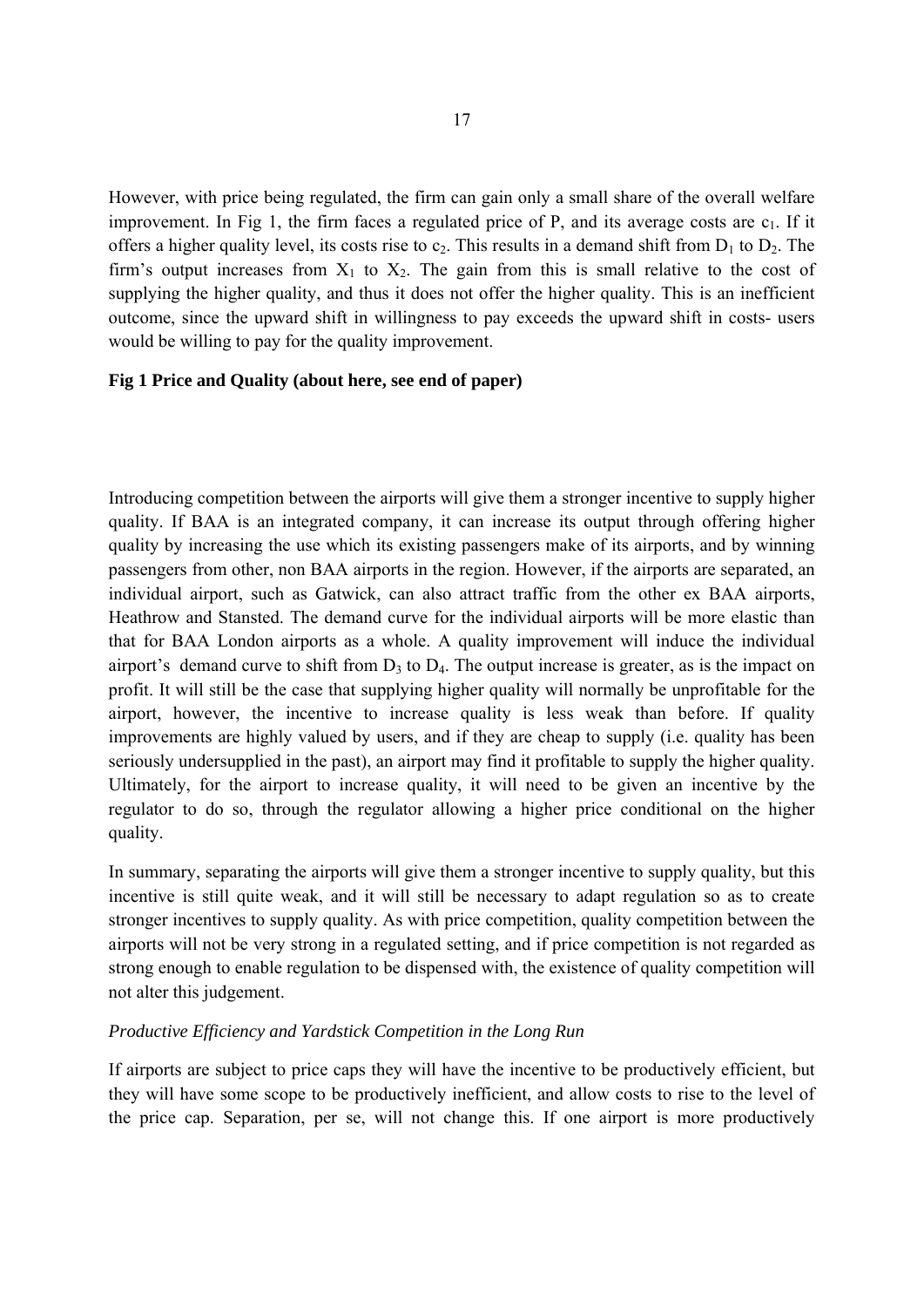However, with price being regulated, the firm can gain only a small share of the overall welfare improvement. In Fig 1, the firm faces a regulated price of P, and its average costs are $c_1$. If it offers a higher quality level, its costs rise to $c_2$. This results in a demand shift from $D_1$ to $D_2$. The firm's output increases from $X_1$ to $X_2$. The gain from this is small relative to the cost of supplying the higher quality, and thus it does not offer the higher quality. This is an inefficient outcome, since the upward shift in willingness to pay exceeds the upward shift in costs- users would be willing to pay for the quality improvement.

**Fig 1 Price and Quality (about here, see end of paper)**

Introducing competition between the airports will give them a stronger incentive to supply higher quality. If BAA is an integrated company, it can increase its output through offering higher quality by increasing the use which its existing passengers make of its airports, and by winning passengers from other, non BAA airports in the region. However, if the airports are separated, an individual airport, such as Gatwick, can also attract traffic from the other ex BAA airports, Heathrow and Stansted. The demand curve for the individual airports will be more elastic than that for BAA London airports as a whole. A quality improvement will induce the individual airport's demand curve to shift from $D_3$ to $D_4$. The output increase is greater, as is the impact on profit. It will still be the case that supplying higher quality will normally be unprofitable for the airport, however, the incentive to increase quality is less weak than before. If quality improvements are highly valued by users, and if they are cheap to supply (i.e. quality has been seriously undersupplied in the past), an airport may find it profitable to supply the higher quality. Ultimately, for the airport to increase quality, it will need to be given an incentive by the regulator to do so, through the regulator allowing a higher price conditional on the higher quality.

In summary, separating the airports will give them a stronger incentive to supply quality, but this incentive is still quite weak, and it will still be necessary to adapt regulation so as to create stronger incentives to supply quality. As with price competition, quality competition between the airports will not be very strong in a regulated setting, and if price competition is not regarded as strong enough to enable regulation to be dispensed with, the existence of quality competition will not alter this judgement.

*Productive Efficiency and Yardstick Competition in the Long Run*

If airports are subject to price caps they will have the incentive to be productively efficient, but they will have some scope to be productively inefficient, and allow costs to rise to the level of the price cap. Separation, per se, will not change this. If one airport is more productively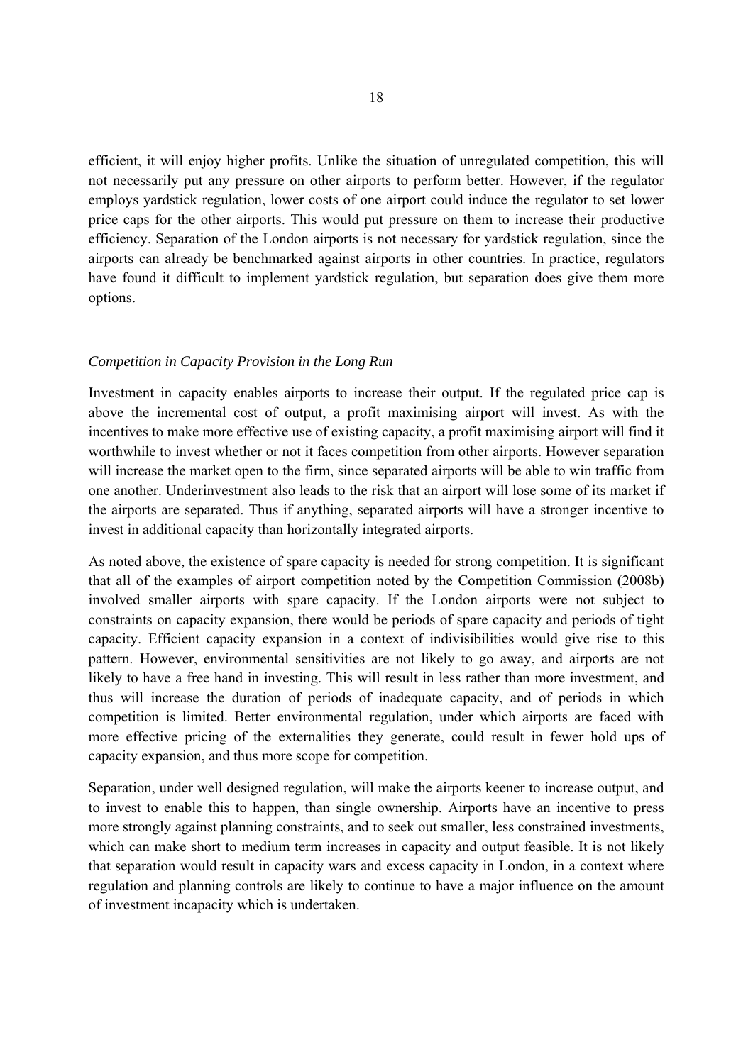efficient, it will enjoy higher profits. Unlike the situation of unregulated competition, this will not necessarily put any pressure on other airports to perform better. However, if the regulator employs yardstick regulation, lower costs of one airport could induce the regulator to set lower price caps for the other airports. This would put pressure on them to increase their productive efficiency. Separation of the London airports is not necessary for yardstick regulation, since the airports can already be benchmarked against airports in other countries. In practice, regulators have found it difficult to implement yardstick regulation, but separation does give them more options.

*Competition in Capacity Provision in the Long Run*

Investment in capacity enables airports to increase their output. If the regulated price cap is above the incremental cost of output, a profit maximising airport will invest. As with the incentives to make more effective use of existing capacity, a profit maximising airport will find it worthwhile to invest whether or not it faces competition from other airports. However separation will increase the market open to the firm, since separated airports will be able to win traffic from one another. Underinvestment also leads to the risk that an airport will lose some of its market if the airports are separated. Thus if anything, separated airports will have a stronger incentive to invest in additional capacity than horizontally integrated airports.

As noted above, the existence of spare capacity is needed for strong competition. It is significant that all of the examples of airport competition noted by the Competition Commission (2008b) involved smaller airports with spare capacity. If the London airports were not subject to constraints on capacity expansion, there would be periods of spare capacity and periods of tight capacity. Efficient capacity expansion in a context of indivisibilities would give rise to this pattern. However, environmental sensitivities are not likely to go away, and airports are not likely to have a free hand in investing. This will result in less rather than more investment, and thus will increase the duration of periods of inadequate capacity, and of periods in which competition is limited. Better environmental regulation, under which airports are faced with more effective pricing of the externalities they generate, could result in fewer hold ups of capacity expansion, and thus more scope for competition.

Separation, under well designed regulation, will make the airports keener to increase output, and to invest to enable this to happen, than single ownership. Airports have an incentive to press more strongly against planning constraints, and to seek out smaller, less constrained investments, which can make short to medium term increases in capacity and output feasible. It is not likely that separation would result in capacity wars and excess capacity in London, in a context where regulation and planning controls are likely to continue to have a major influence on the amount of investment incapacity which is undertaken.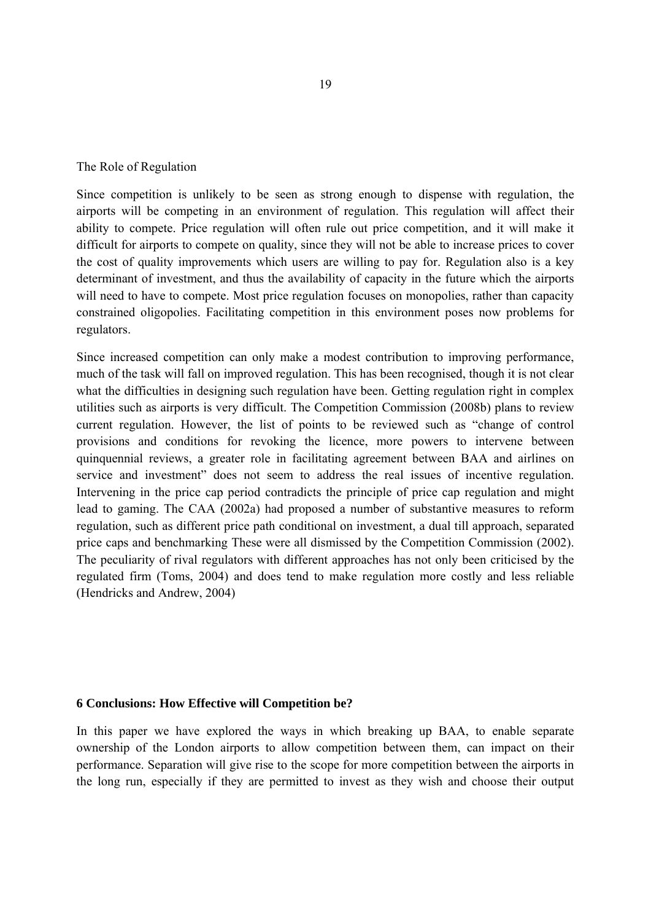The Role of Regulation

Since competition is unlikely to be seen as strong enough to dispense with regulation, the airports will be competing in an environment of regulation. This regulation will affect their ability to compete. Price regulation will often rule out price competition, and it will make it difficult for airports to compete on quality, since they will not be able to increase prices to cover the cost of quality improvements which users are willing to pay for. Regulation also is a key determinant of investment, and thus the availability of capacity in the future which the airports will need to have to compete. Most price regulation focuses on monopolies, rather than capacity constrained oligopolies. Facilitating competition in this environment poses now problems for regulators.

Since increased competition can only make a modest contribution to improving performance, much of the task will fall on improved regulation. This has been recognised, though it is not clear what the difficulties in designing such regulation have been. Getting regulation right in complex utilities such as airports is very difficult. The Competition Commission (2008b) plans to review current regulation. However, the list of points to be reviewed such as "change of control provisions and conditions for revoking the licence, more powers to intervene between quinquennial reviews, a greater role in facilitating agreement between BAA and airlines on service and investment" does not seem to address the real issues of incentive regulation. Intervening in the price cap period contradicts the principle of price cap regulation and might lead to gaming. The CAA (2002a) had proposed a number of substantive measures to reform regulation, such as different price path conditional on investment, a dual till approach, separated price caps and benchmarking These were all dismissed by the Competition Commission (2002). The peculiarity of rival regulators with different approaches has not only been criticised by the regulated firm (Toms, 2004) and does tend to make regulation more costly and less reliable (Hendricks and Andrew, 2004)

## 6 Conclusions: How Effective will Competition be?

In this paper we have explored the ways in which breaking up BAA, to enable separate ownership of the London airports to allow competition between them, can impact on their performance. Separation will give rise to the scope for more competition between the airports in the long run, especially if they are permitted to invest as they wish and choose their output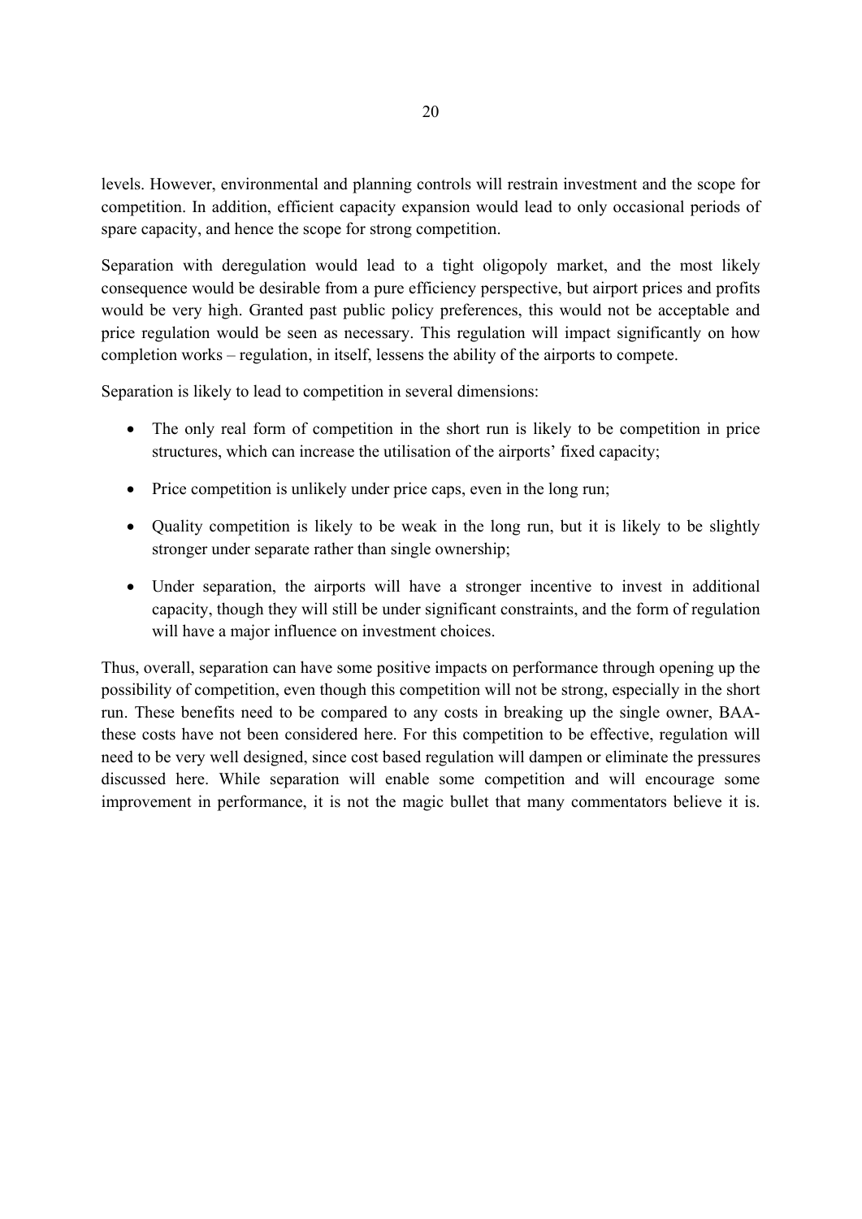levels. However, environmental and planning controls will restrain investment and the scope for competition. In addition, efficient capacity expansion would lead to only occasional periods of spare capacity, and hence the scope for strong competition.

Separation with deregulation would lead to a tight oligopoly market, and the most likely consequence would be desirable from a pure efficiency perspective, but airport prices and profits would be very high. Granted past public policy preferences, this would not be acceptable and price regulation would be seen as necessary. This regulation will impact significantly on how completion works – regulation, in itself, lessens the ability of the airports to compete.

Separation is likely to lead to competition in several dimensions:

- The only real form of competition in the short run is likely to be competition in price structures, which can increase the utilisation of the airports' fixed capacity;
- Price competition is unlikely under price caps, even in the long run;
- Quality competition is likely to be weak in the long run, but it is likely to be slightly stronger under separate rather than single ownership;
- Under separation, the airports will have a stronger incentive to invest in additional capacity, though they will still be under significant constraints, and the form of regulation will have a major influence on investment choices.

Thus, overall, separation can have some positive impacts on performance through opening up the possibility of competition, even though this competition will not be strong, especially in the short run. These benefits need to be compared to any costs in breaking up the single owner, BAA- these costs have not been considered here. For this competition to be effective, regulation will need to be very well designed, since cost based regulation will dampen or eliminate the pressures discussed here. While separation will enable some competition and will encourage some improvement in performance, it is not the magic bullet that many commentators believe it is.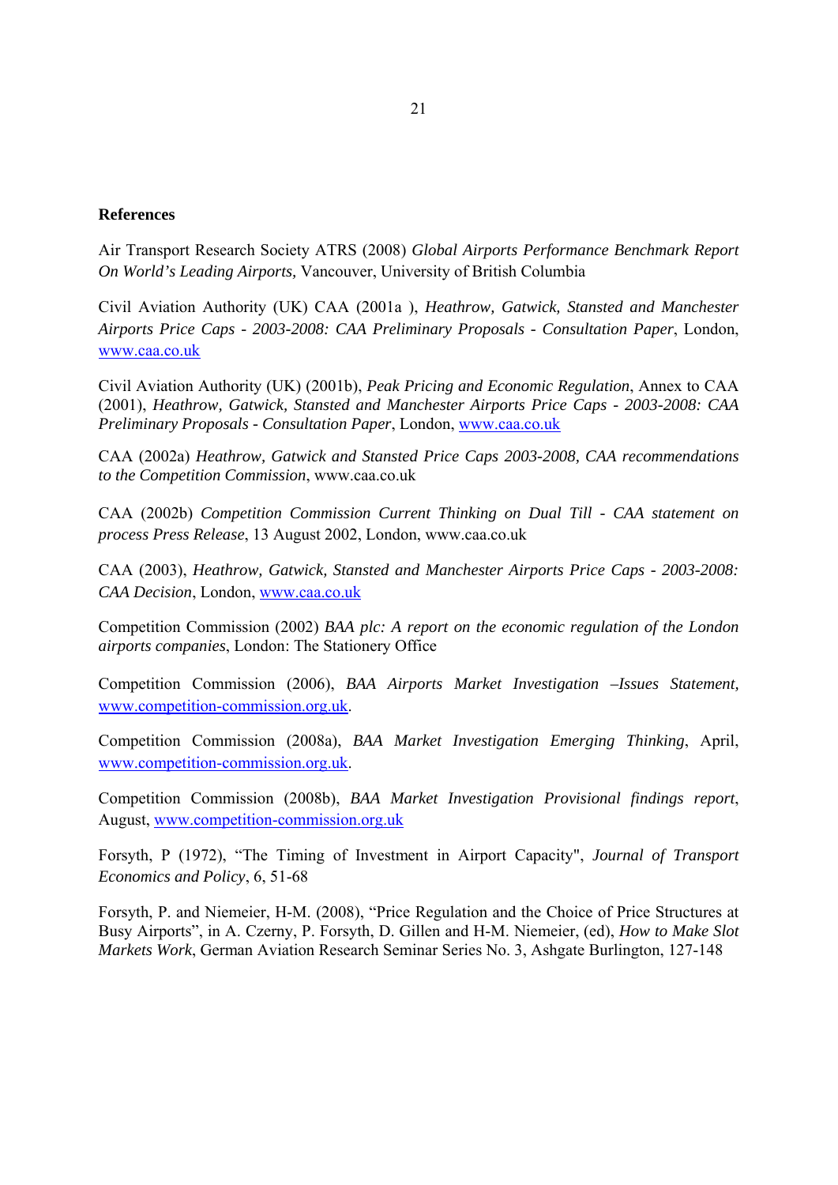## References

Air Transport Research Society ATRS (2008) *Global Airports Performance Benchmark Report On World's Leading Airports,* Vancouver, University of British Columbia

Civil Aviation Authority (UK) CAA (2001a ), *Heathrow, Gatwick, Stansted and Manchester Airports Price Caps - 2003-2008: CAA Preliminary Proposals - Consultation Paper*, London, www.caa.co.uk

Civil Aviation Authority (UK) (2001b), *Peak Pricing and Economic Regulation*, Annex to CAA (2001), *Heathrow, Gatwick, Stansted and Manchester Airports Price Caps - 2003-2008: CAA Preliminary Proposals - Consultation Paper*, London, www.caa.co.uk

CAA (2002a) *Heathrow, Gatwick and Stansted Price Caps 2003-2008, CAA recommendations to the Competition Commission*, www.caa.co.uk

CAA (2002b) *Competition Commission Current Thinking on Dual Till - CAA statement on process Press Release*, 13 August 2002, London, www.caa.co.uk

CAA (2003), *Heathrow, Gatwick, Stansted and Manchester Airports Price Caps - 2003-2008: CAA Decision*, London, www.caa.co.uk

Competition Commission (2002) *BAA plc: A report on the economic regulation of the London airports companies*, London: The Stationery Office

Competition Commission (2006), *BAA Airports Market Investigation –Issues Statement,* www.competition-commission.org.uk.

Competition Commission (2008a), *BAA Market Investigation Emerging Thinking*, April, www.competition-commission.org.uk.

Competition Commission (2008b), *BAA Market Investigation Provisional findings report*, August, www.competition-commission.org.uk

Forsyth, P (1972), "The Timing of Investment in Airport Capacity", *Journal of Transport Economics and Policy*, 6, 51-68

Forsyth, P. and Niemeier, H-M. (2008), "Price Regulation and the Choice of Price Structures at Busy Airports", in A. Czerny, P. Forsyth, D. Gillen and H-M. Niemeier, (ed), *How to Make Slot Markets Work*, German Aviation Research Seminar Series No. 3, Ashgate Burlington, 127-148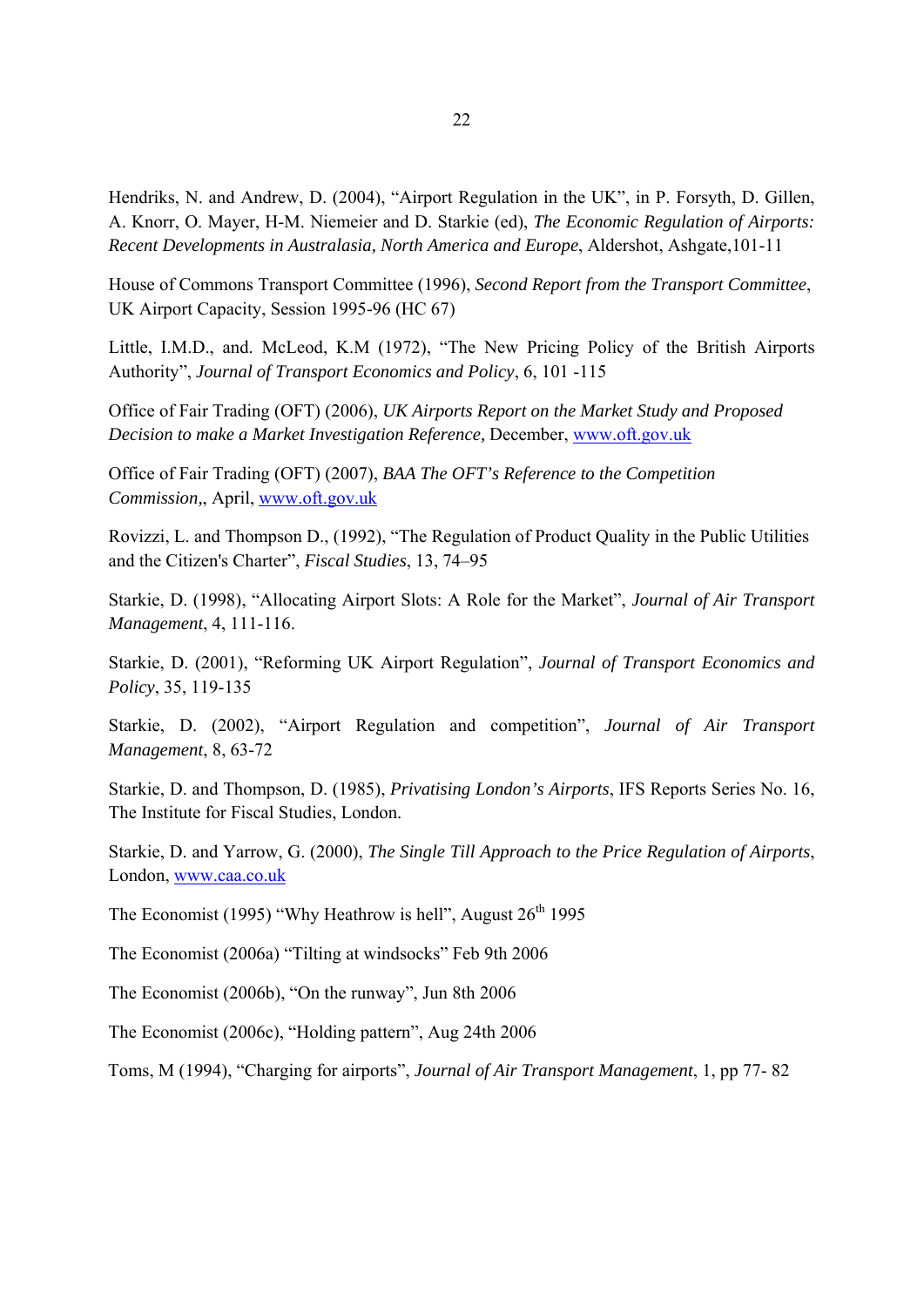Hendriks, N. and Andrew, D. (2004), "Airport Regulation in the UK", in P. Forsyth, D. Gillen, A. Knorr, O. Mayer, H-M. Niemeier and D. Starkie (ed), *The Economic Regulation of Airports: Recent Developments in Australasia, North America and Europe*, Aldershot, Ashgate,101-11

House of Commons Transport Committee (1996), *Second Report from the Transport Committee*, UK Airport Capacity, Session 1995-96 (HC 67)

Little, I.M.D., and. McLeod, K.M (1972), "The New Pricing Policy of the British Airports Authority", *Journal of Transport Economics and Policy*, 6, 101 -115

Office of Fair Trading (OFT) (2006), *UK Airports Report on the Market Study and Proposed Decision to make a Market Investigation Reference,* December, www.oft.gov.uk

Office of Fair Trading (OFT) (2007), *BAA The OFT's Reference to the Competition Commission*,, April, www.oft.gov.uk

Rovizzi, L. and Thompson D., (1992), "The Regulation of Product Quality in the Public Utilities and the Citizen's Charter", *Fiscal Studies*, 13, 74–95

Starkie, D. (1998), "Allocating Airport Slots: A Role for the Market", *Journal of Air Transport Management*, 4, 111-116.

Starkie, D. (2001), "Reforming UK Airport Regulation", *Journal of Transport Economics and Policy*, 35, 119-135

Starkie, D. (2002), "Airport Regulation and competition", *Journal of Air Transport Management*, 8, 63-72

Starkie, D. and Thompson, D. (1985), *Privatising London's Airports*, IFS Reports Series No. 16, The Institute for Fiscal Studies, London.

Starkie, D. and Yarrow, G. (2000), *The Single Till Approach to the Price Regulation of Airports*, London, www.caa.co.uk

The Economist (1995) "Why Heathrow is hell", August 26th 1995

The Economist (2006a) "Tilting at windsocks" Feb 9th 2006

The Economist (2006b), "On the runway", Jun 8th 2006

The Economist (2006c), "Holding pattern", Aug 24th 2006

Toms, M (1994), "Charging for airports", *Journal of Air Transport Management*, 1, pp 77- 82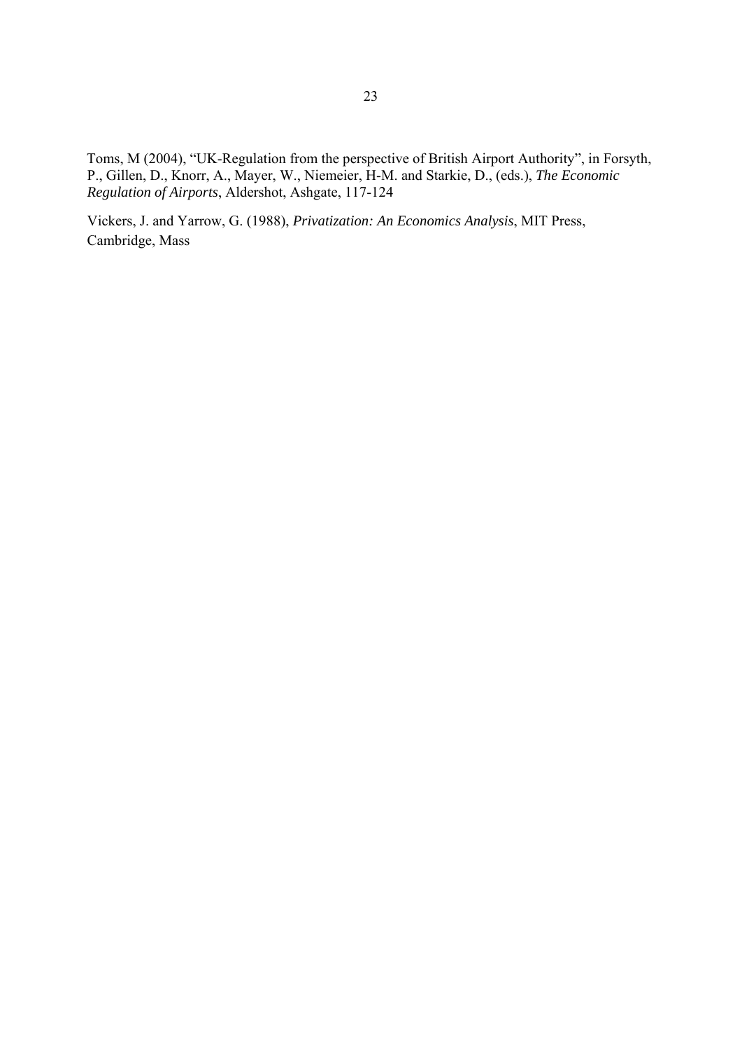Toms, M (2004), "UK-Regulation from the perspective of British Airport Authority", in Forsyth, P., Gillen, D., Knorr, A., Mayer, W., Niemeier, H-M. and Starkie, D., (eds.), *The Economic Regulation of Airports*, Aldershot, Ashgate, 117-124

Vickers, J. and Yarrow, G. (1988), *Privatization: An Economics Analysis*, MIT Press, Cambridge, Mass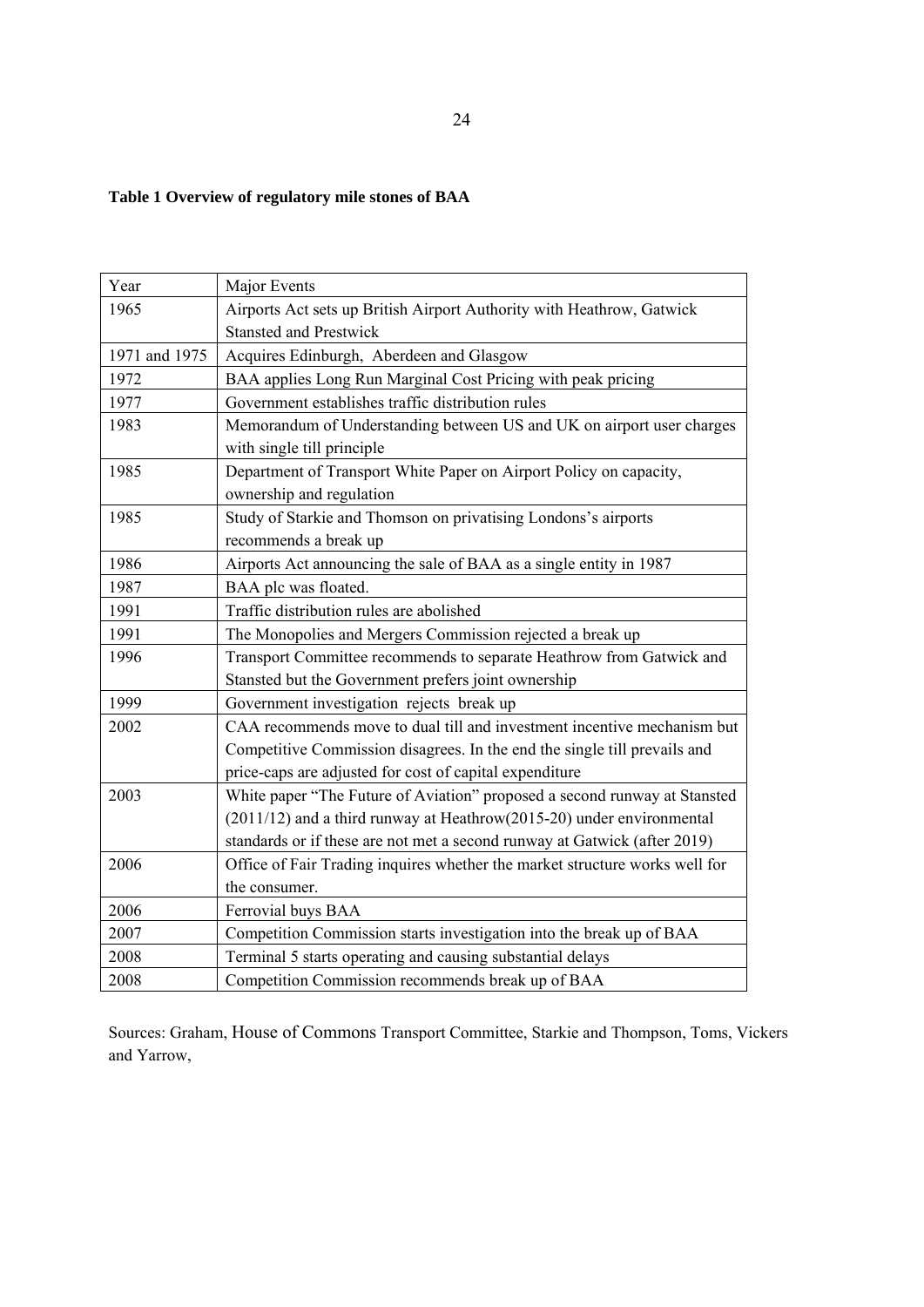**Table 1 Overview of regulatory mile stones of BAA**

| Year | Major Events |
|---|---|
| 1965 | Airports Act sets up British Airport Authority with Heathrow, Gatwick Stansted and Prestwick |
| 1971 and 1975 | Acquires Edinburgh, Aberdeen and Glasgow |
| 1972 | BAA applies Long Run Marginal Cost Pricing with peak pricing |
| 1977 | Government establishes traffic distribution rules |
| 1983 | Memorandum of Understanding between US and UK on airport user charges with single till principle |
| 1985 | Department of Transport White Paper on Airport Policy on capacity, ownership and regulation |
| 1985 | Study of Starkie and Thomson on privatising Londons's airports recommends a break up |
| 1986 | Airports Act announcing the sale of BAA as a single entity in 1987 |
| 1987 | BAA plc was floated. |
| 1991 | Traffic distribution rules are abolished |
| 1991 | The Monopolies and Mergers Commission rejected a break up |
| 1996 | Transport Committee recommends to separate Heathrow from Gatwick and Stansted but the Government prefers joint ownership |
| 1999 | Government investigation rejects break up |
| 2002 | CAA recommends move to dual till and investment incentive mechanism but Competitive Commission disagrees. In the end the single till prevails and price-caps are adjusted for cost of capital expenditure |
| 2003 | White paper "The Future of Aviation" proposed a second runway at Stansted (2011/12) and a third runway at Heathrow(2015-20) under environmental standards or if these are not met a second runway at Gatwick (after 2019) |
| 2006 | Office of Fair Trading inquires whether the market structure works well for the consumer. |
| 2006 | Ferrovial buys BAA |
| 2007 | Competition Commission starts investigation into the break up of BAA |
| 2008 | Terminal 5 starts operating and causing substantial delays |
| 2008 | Competition Commission recommends break up of BAA |

Sources: Graham, House of Commons Transport Committee, Starkie and Thompson, Toms, Vickers and Yarrow,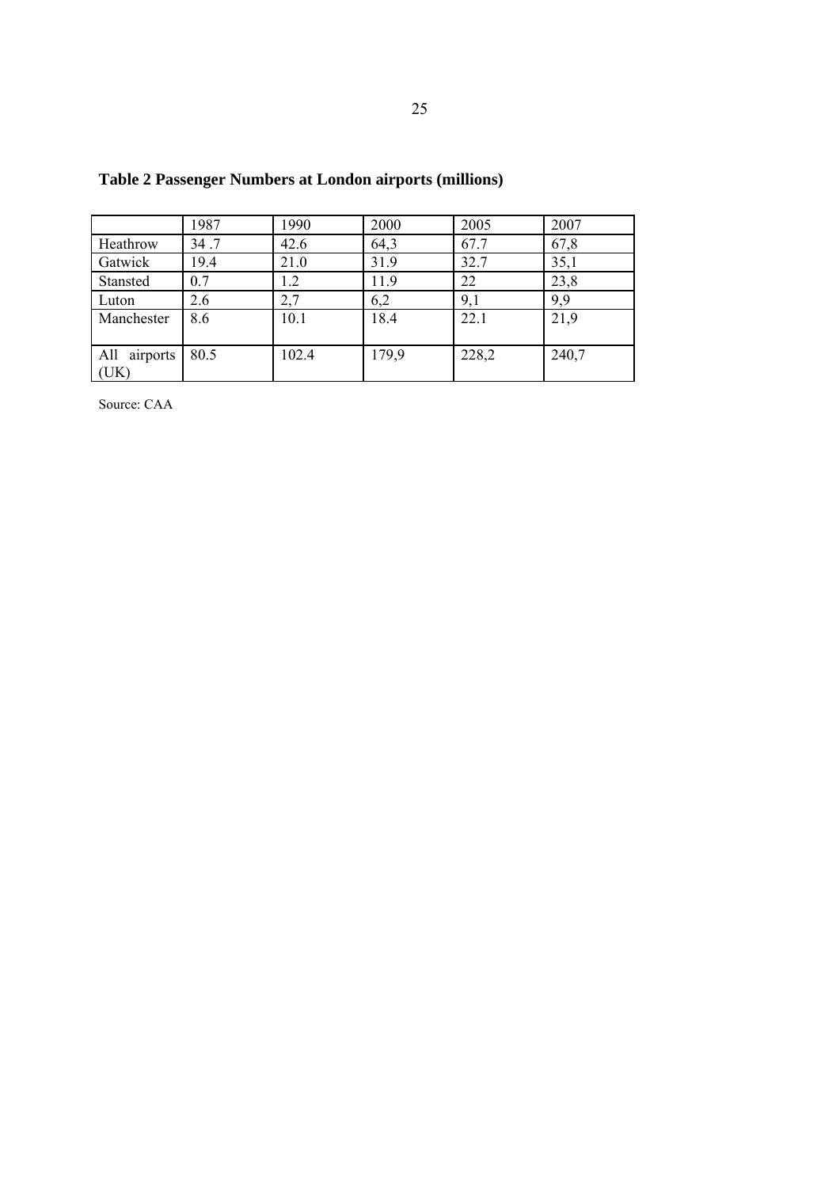**Table 2 Passenger Numbers at London airports (millions)**

| | 1987 | 1990 | 2000 | 2005 | 2007 |
|---|---|---|---|---|---|
| Heathrow | 34 .7 | 42.6 | 64,3 | 67.7 | 67,8 |
| Gatwick | 19.4 | 21.0 | 31.9 | 32.7 | 35,1 |
| Stansted | 0.7 | 1.2 | 11.9 | 22 | 23,8 |
| Luton | 2.6 | 2,7 | 6,2 | 9,1 | 9,9 |
| Manchester | 8.6 | 10.1 | 18.4 | 22.1 | 21,9 |
| All airports (UK) | 80.5 | 102.4 | 179,9 | 228,2 | 240,7 |

Source: CAA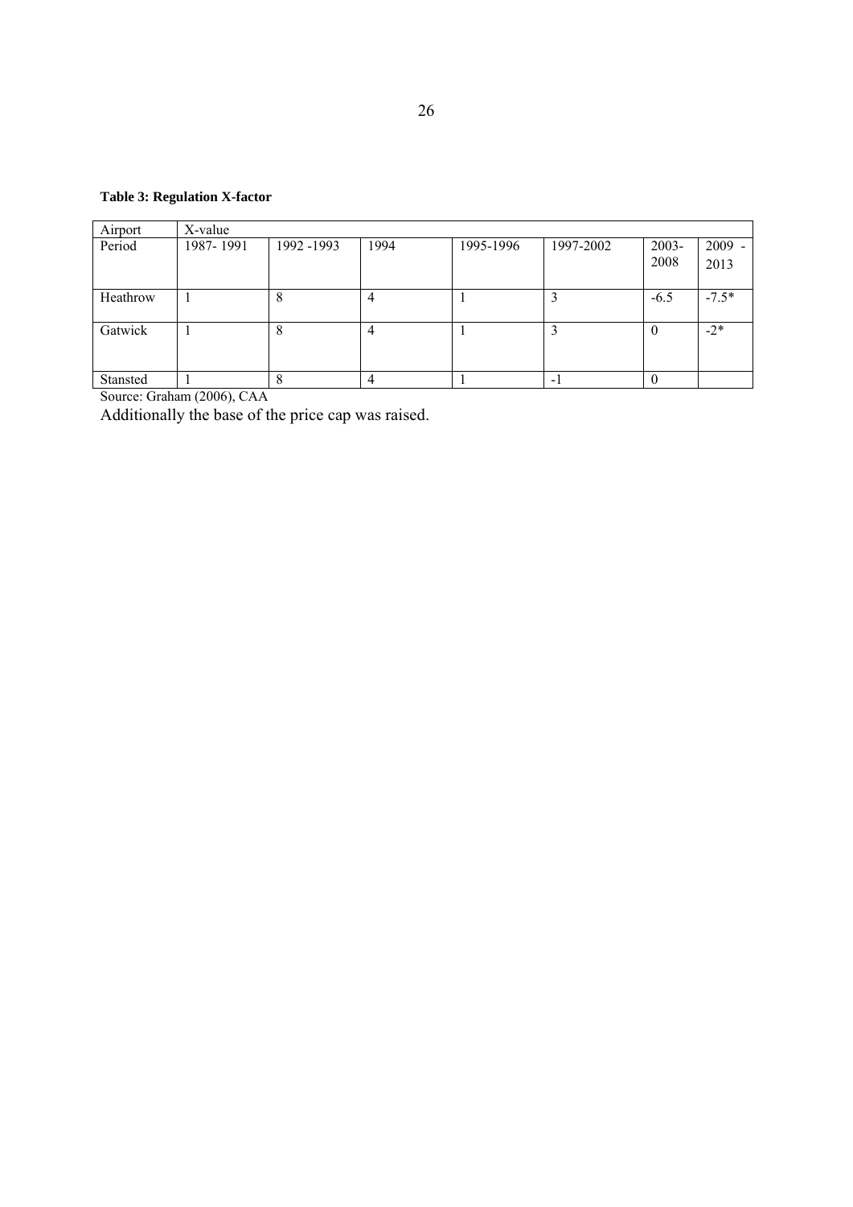**Table 3: Regulation X-factor**

| Airport | X-value | | | | | | |
|---|---|---|---|---|---|---|---|
| Period | 1987- 1991 | 1992 -1993 | 1994 | 1995-1996 | 1997-2002 | 2003-2008 | 2009 - 2013 |
| Heathrow | 1 | 8 | 4 | 1 | 3 | -6.5 | -7.5* |
| Gatwick | 1 | 8 | 4 | 1 | 3 | 0 | -2* |
| Stansted | 1 | 8 | 4 | 1 | -1 | 0 | |

Source: Graham (2006), CAA

Additionally the base of the price cap was raised.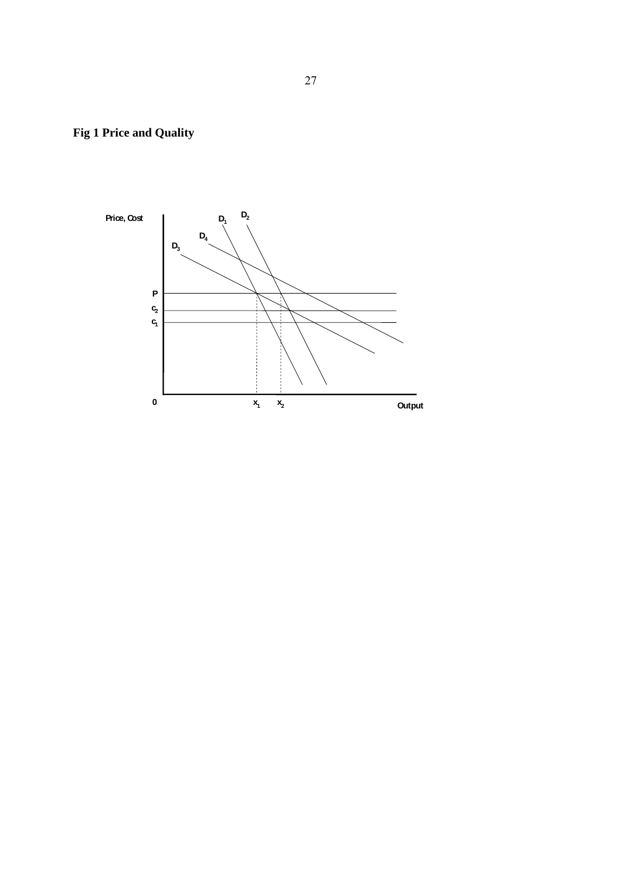**Fig 1 Price and Quality**

Price, Cost

$D_1$ $D_2$

$D_4$

$D_3$

P

$c_2$

$c_1$

0

$x_1$ $x_2$

Output